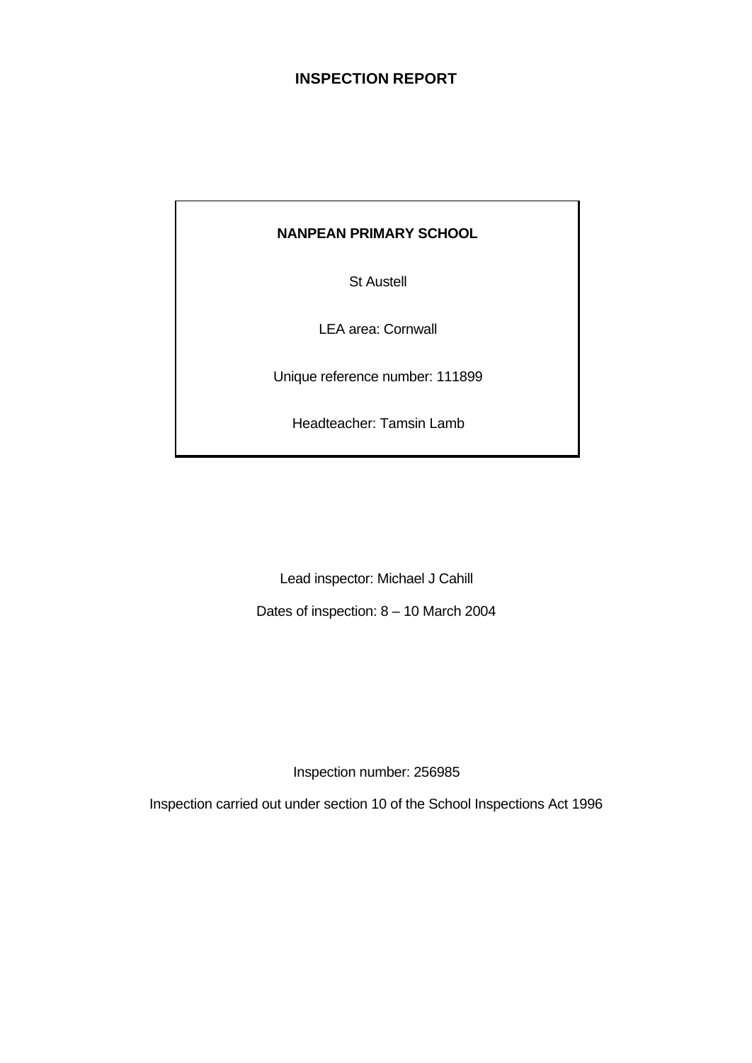# INSPECTION REPORT

**NANPEAN PRIMARY SCHOOL**

St Austell

LEA area: Cornwall

Unique reference number: 111899

Headteacher: Tamsin Lamb

Lead inspector: Michael J Cahill

Dates of inspection: 8 – 10 March 2004

Inspection number: 256985

Inspection carried out under section 10 of the School Inspections Act 1996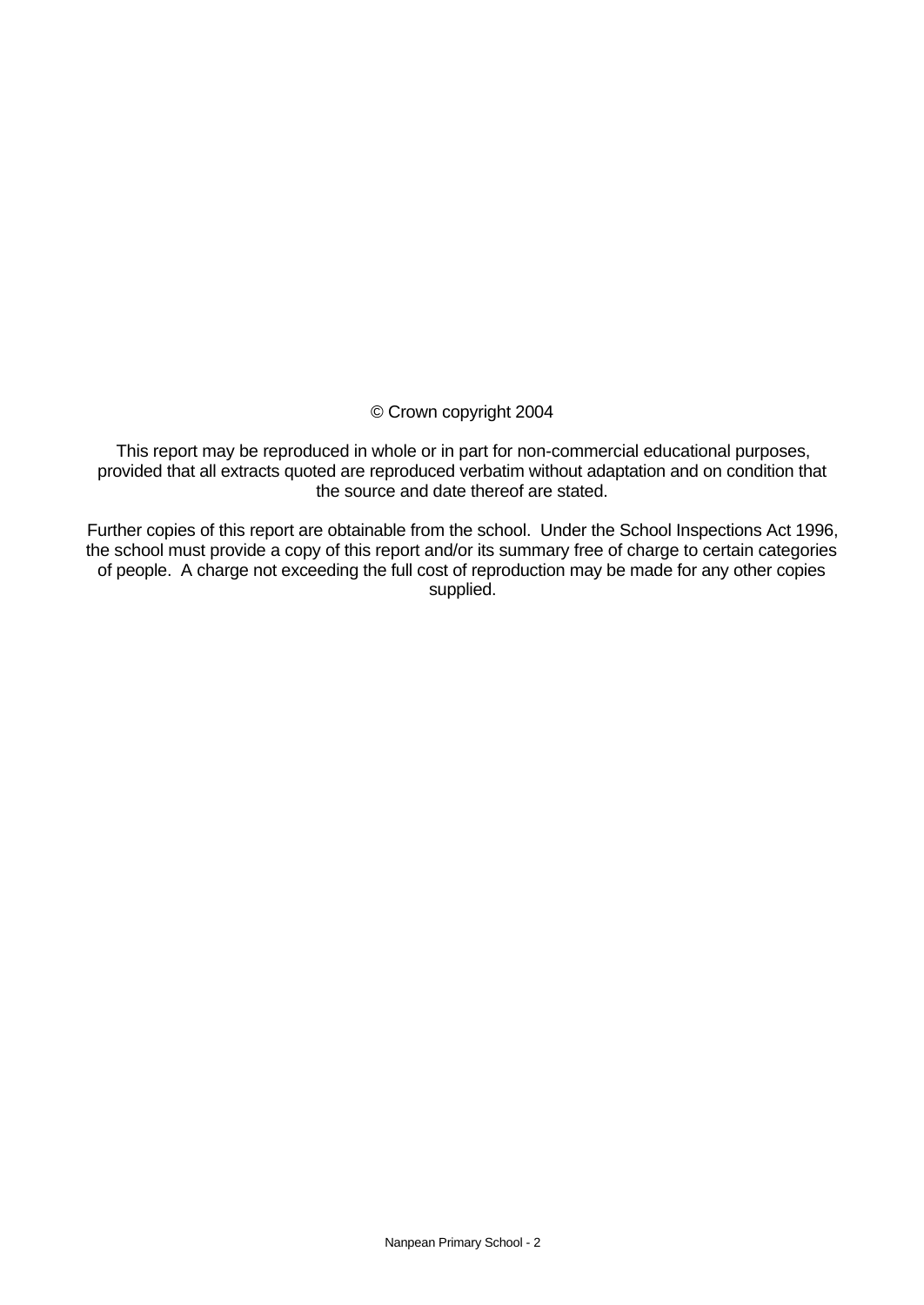© Crown copyright 2004

This report may be reproduced in whole or in part for non-commercial educational purposes, provided that all extracts quoted are reproduced verbatim without adaptation and on condition that the source and date thereof are stated.

Further copies of this report are obtainable from the school. Under the School Inspections Act 1996, the school must provide a copy of this report and/or its summary free of charge to certain categories of people. A charge not exceeding the full cost of reproduction may be made for any other copies supplied.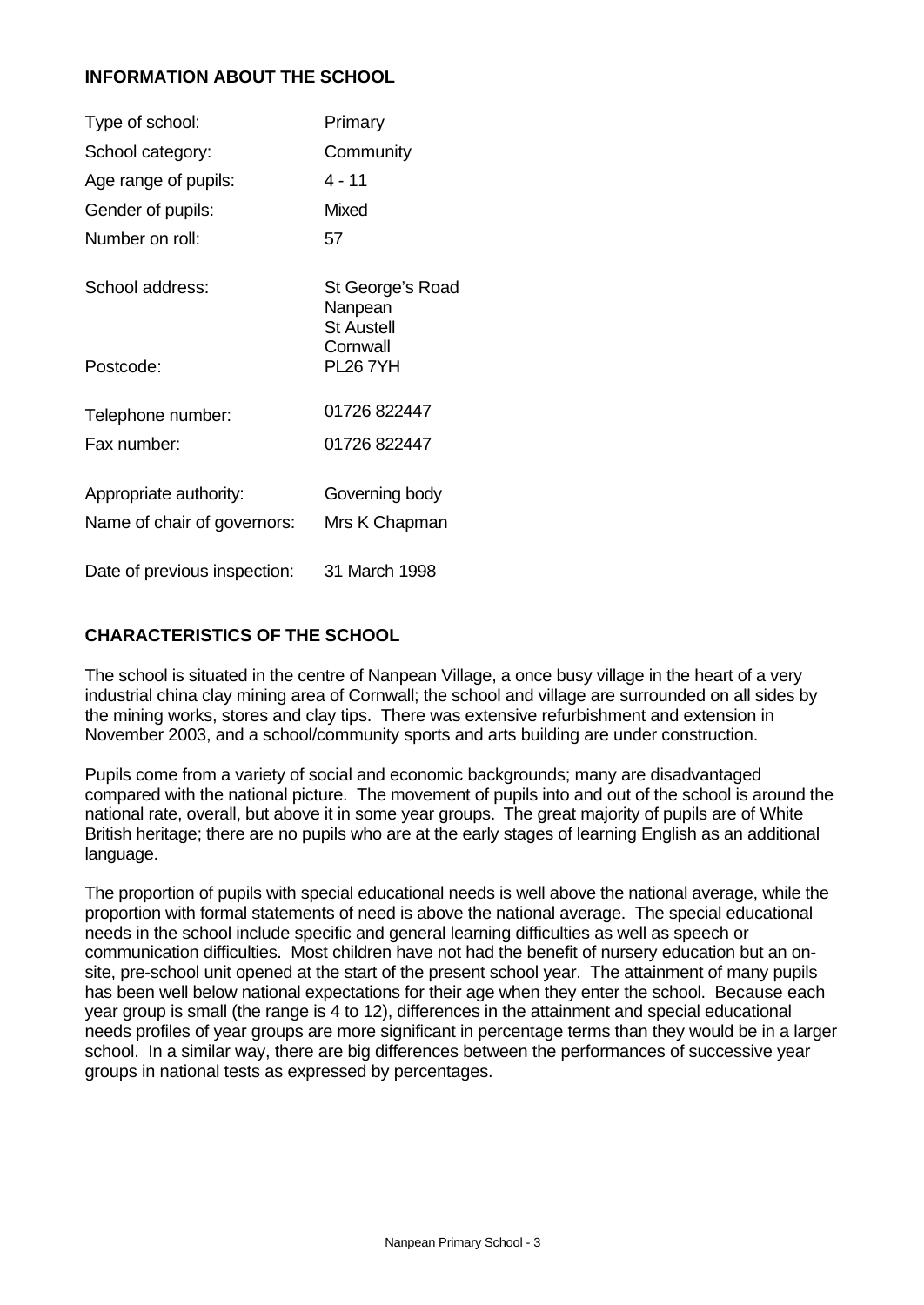## INFORMATION ABOUT THE SCHOOL

| | |
|---|---|
| Type of school: | Primary |
| School category: | Community |
| Age range of pupils: | 4 - 11 |
| Gender of pupils: | Mixed |
| Number on roll: | 57 |
| School address: | St George's Road<br>Nanpean<br>St Austell<br>Cornwall |
| Postcode: | PL26 7YH |
| Telephone number: | 01726 822447 |
| Fax number: | 01726 822447 |
| Appropriate authority: | Governing body |
| Name of chair of governors: | Mrs K Chapman |
| Date of previous inspection: | 31 March 1998 |

## CHARACTERISTICS OF THE SCHOOL

The school is situated in the centre of Nanpean Village, a once busy village in the heart of a very industrial china clay mining area of Cornwall; the school and village are surrounded on all sides by the mining works, stores and clay tips. There was extensive refurbishment and extension in November 2003, and a school/community sports and arts building are under construction.

Pupils come from a variety of social and economic backgrounds; many are disadvantaged compared with the national picture. The movement of pupils into and out of the school is around the national rate, overall, but above it in some year groups. The great majority of pupils are of White British heritage; there are no pupils who are at the early stages of learning English as an additional language.

The proportion of pupils with special educational needs is well above the national average, while the proportion with formal statements of need is above the national average. The special educational needs in the school include specific and general learning difficulties as well as speech or communication difficulties. Most children have not had the benefit of nursery education but an on-site, pre-school unit opened at the start of the present school year. The attainment of many pupils has been well below national expectations for their age when they enter the school. Because each year group is small (the range is 4 to 12), differences in the attainment and special educational needs profiles of year groups are more significant in percentage terms than they would be in a larger school. In a similar way, there are big differences between the performances of successive year groups in national tests as expressed by percentages.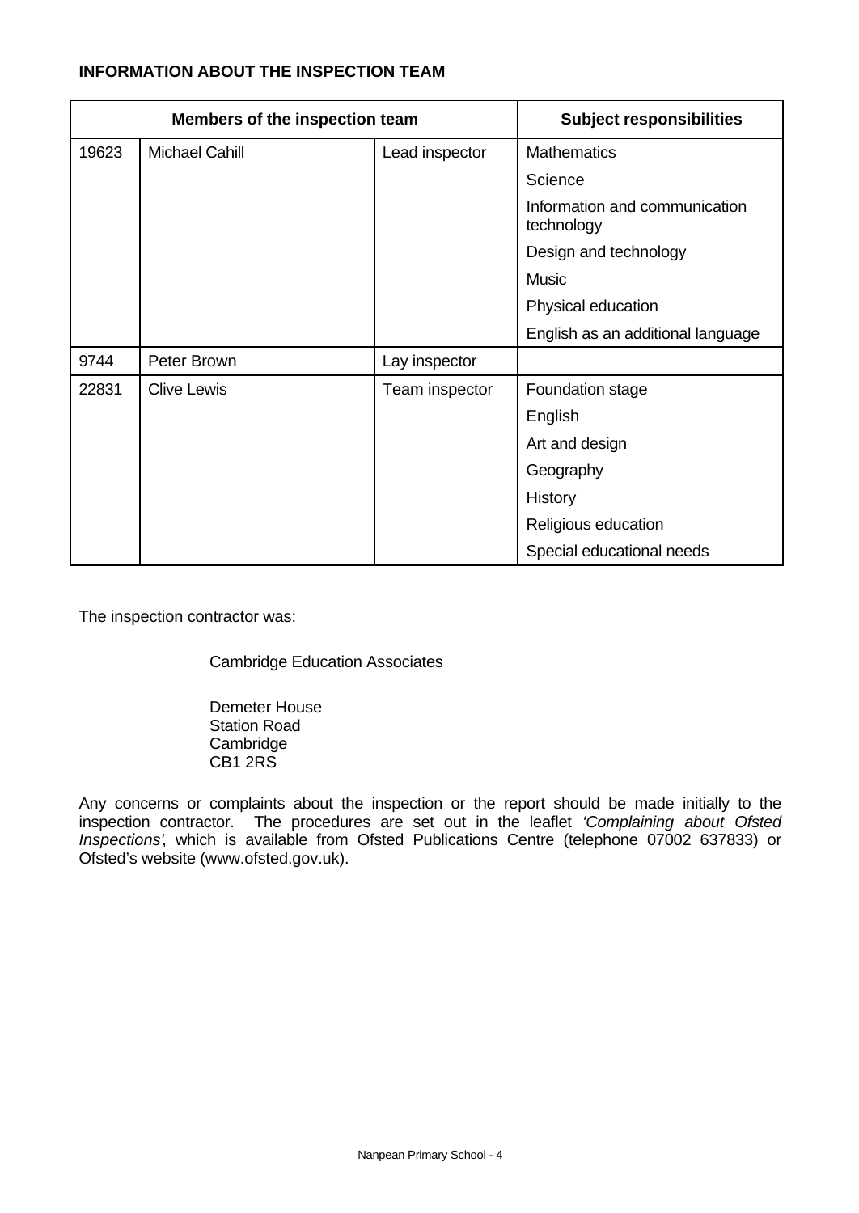## INFORMATION ABOUT THE INSPECTION TEAM

| Members of the inspection team | | | Subject responsibilities |
|---|---|---|---|
| 19623 | Michael Cahill | Lead inspector | Mathematics |
| | | | Science |
| | | | Information and communication technology |
| | | | Design and technology |
| | | | Music |
| | | | Physical education |
| | | | English as an additional language |
| 9744 | Peter Brown | Lay inspector | |
| 22831 | Clive Lewis | Team inspector | Foundation stage |
| | | | English |
| | | | Art and design |
| | | | Geography |
| | | | History |
| | | | Religious education |
| | | | Special educational needs |

The inspection contractor was:

Cambridge Education Associates

Demeter House
Station Road
Cambridge
CB1 2RS

Any concerns or complaints about the inspection or the report should be made initially to the inspection contractor. The procedures are set out in the leaflet *'Complaining about Ofsted Inspections'*, which is available from Ofsted Publications Centre (telephone 07002 637833) or Ofsted's website (www.ofsted.gov.uk).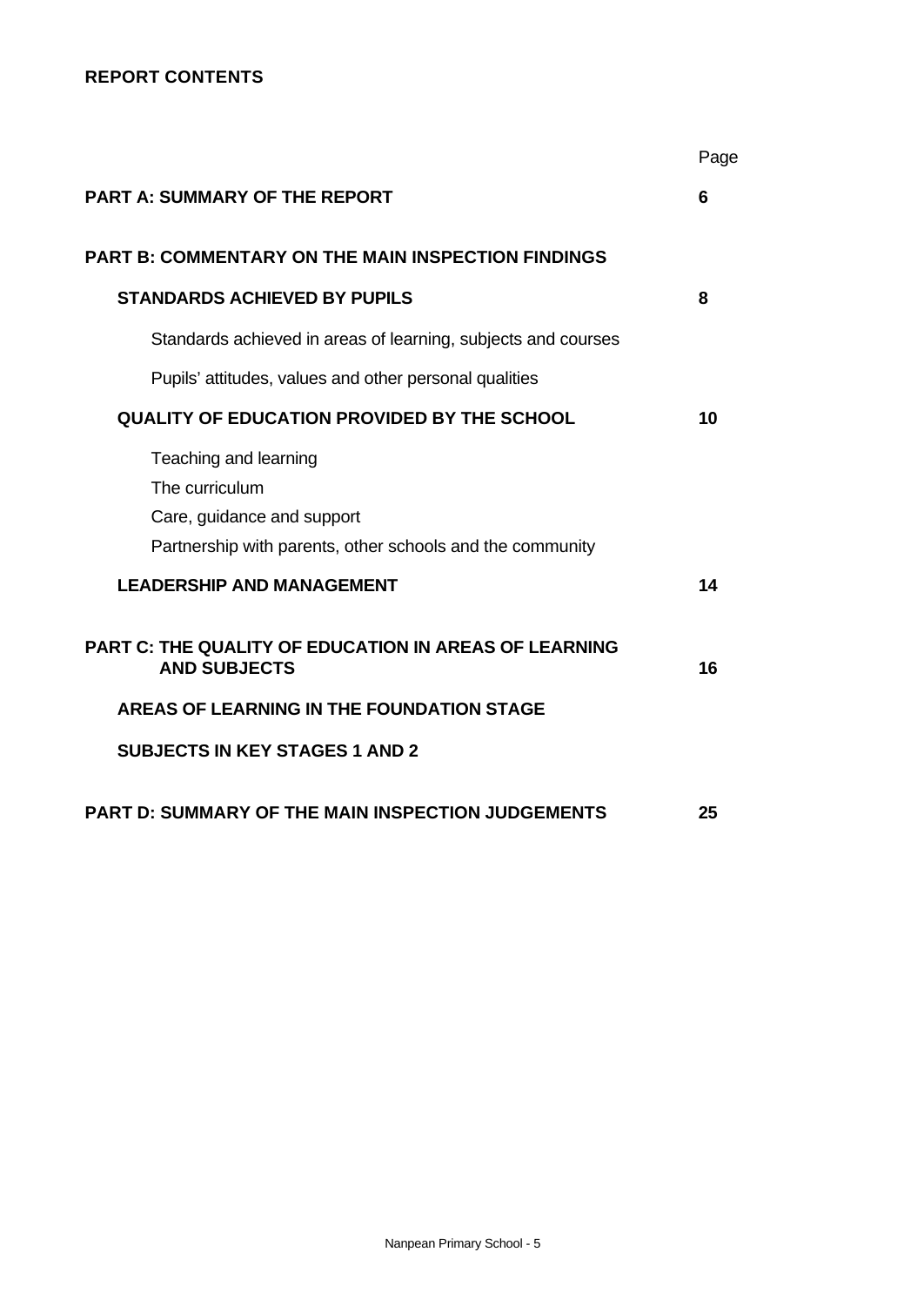**REPORT CONTENTS**

| | Page |
|---|---|
| **PART A: SUMMARY OF THE REPORT** | **6** |
| **PART B: COMMENTARY ON THE MAIN INSPECTION FINDINGS** | |
| **STANDARDS ACHIEVED BY PUPILS** | **8** |
| Standards achieved in areas of learning, subjects and courses | |
| Pupils' attitudes, values and other personal qualities | |
| **QUALITY OF EDUCATION PROVIDED BY THE SCHOOL** | **10** |
| Teaching and learning | |
| The curriculum | |
| Care, guidance and support | |
| Partnership with parents, other schools and the community | |
| **LEADERSHIP AND MANAGEMENT** | **14** |
| **PART C: THE QUALITY OF EDUCATION IN AREAS OF LEARNING AND SUBJECTS** | **16** |
| **AREAS OF LEARNING IN THE FOUNDATION STAGE** | |
| **SUBJECTS IN KEY STAGES 1 AND 2** | |
| **PART D: SUMMARY OF THE MAIN INSPECTION JUDGEMENTS** | **25** |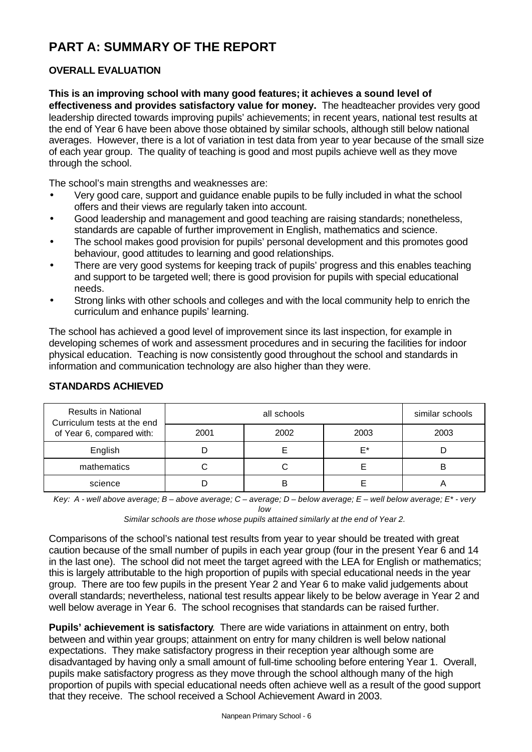# PART A: SUMMARY OF THE REPORT

## OVERALL EVALUATION

**This is an improving school with many good features; it achieves a sound level of effectiveness and provides satisfactory value for money.** The headteacher provides very good leadership directed towards improving pupils' achievements; in recent years, national test results at the end of Year 6 have been above those obtained by similar schools, although still below national averages. However, there is a lot of variation in test data from year to year because of the small size of each year group. The quality of teaching is good and most pupils achieve well as they move through the school.

The school's main strengths and weaknesses are:

- Very good care, support and guidance enable pupils to be fully included in what the school offers and their views are regularly taken into account.
- Good leadership and management and good teaching are raising standards; nonetheless, standards are capable of further improvement in English, mathematics and science.
- The school makes good provision for pupils' personal development and this promotes good behaviour, good attitudes to learning and good relationships.
- There are very good systems for keeping track of pupils' progress and this enables teaching and support to be targeted well; there is good provision for pupils with special educational needs.
- Strong links with other schools and colleges and with the local community help to enrich the curriculum and enhance pupils' learning.

The school has achieved a good level of improvement since its last inspection, for example in developing schemes of work and assessment procedures and in securing the facilities for indoor physical education. Teaching is now consistently good throughout the school and standards in information and communication technology are also higher than they were.

## STANDARDS ACHIEVED

| Results in National Curriculum tests at the end of Year 6, compared with: | all schools | | | similar schools |
|---|---|---|---|---|
| | 2001 | 2002 | 2003 | 2003 |
| English | D | E | E* | D |
| mathematics | C | C | E | B |
| science | D | B | E | A |

*Key: A - well above average; B – above average; C – average; D – below average; E – well below average; E* - very low*

*Similar schools are those whose pupils attained similarly at the end of Year 2.*

Comparisons of the school's national test results from year to year should be treated with great caution because of the small number of pupils in each year group (four in the present Year 6 and 14 in the last one). The school did not meet the target agreed with the LEA for English or mathematics; this is largely attributable to the high proportion of pupils with special educational needs in the year group. There are too few pupils in the present Year 2 and Year 6 to make valid judgements about overall standards; nevertheless, national test results appear likely to be below average in Year 2 and well below average in Year 6. The school recognises that standards can be raised further.

**Pupils' achievement is satisfactory**. There are wide variations in attainment on entry, both between and within year groups; attainment on entry for many children is well below national expectations. They make satisfactory progress in their reception year although some are disadvantaged by having only a small amount of full-time schooling before entering Year 1. Overall, pupils make satisfactory progress as they move through the school although many of the high proportion of pupils with special educational needs often achieve well as a result of the good support that they receive. The school received a School Achievement Award in 2003.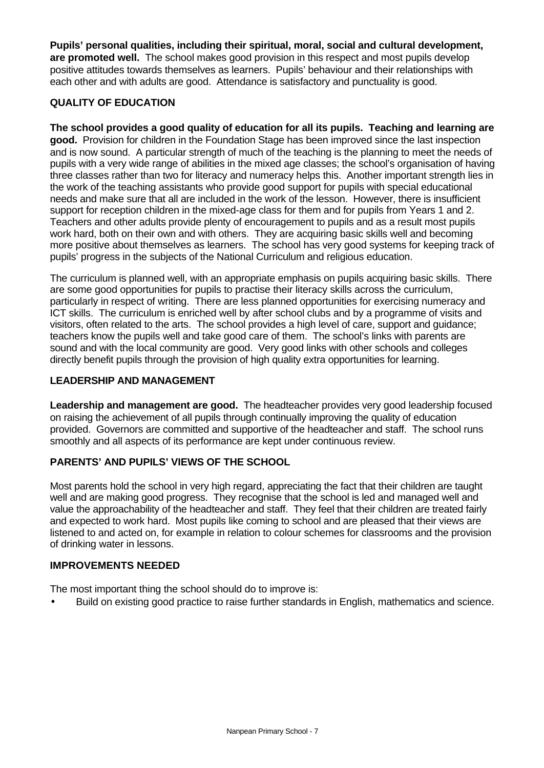**Pupils' personal qualities, including their spiritual, moral, social and cultural development, are promoted well.** The school makes good provision in this respect and most pupils develop positive attitudes towards themselves as learners. Pupils' behaviour and their relationships with each other and with adults are good. Attendance is satisfactory and punctuality is good.

## QUALITY OF EDUCATION

**The school provides a good quality of education for all its pupils. Teaching and learning are good.** Provision for children in the Foundation Stage has been improved since the last inspection and is now sound. A particular strength of much of the teaching is the planning to meet the needs of pupils with a very wide range of abilities in the mixed age classes; the school's organisation of having three classes rather than two for literacy and numeracy helps this. Another important strength lies in the work of the teaching assistants who provide good support for pupils with special educational needs and make sure that all are included in the work of the lesson. However, there is insufficient support for reception children in the mixed-age class for them and for pupils from Years 1 and 2. Teachers and other adults provide plenty of encouragement to pupils and as a result most pupils work hard, both on their own and with others. They are acquiring basic skills well and becoming more positive about themselves as learners. The school has very good systems for keeping track of pupils' progress in the subjects of the National Curriculum and religious education.

The curriculum is planned well, with an appropriate emphasis on pupils acquiring basic skills. There are some good opportunities for pupils to practise their literacy skills across the curriculum, particularly in respect of writing. There are less planned opportunities for exercising numeracy and ICT skills. The curriculum is enriched well by after school clubs and by a programme of visits and visitors, often related to the arts. The school provides a high level of care, support and guidance; teachers know the pupils well and take good care of them. The school's links with parents are sound and with the local community are good. Very good links with other schools and colleges directly benefit pupils through the provision of high quality extra opportunities for learning.

## LEADERSHIP AND MANAGEMENT

**Leadership and management are good.** The headteacher provides very good leadership focused on raising the achievement of all pupils through continually improving the quality of education provided. Governors are committed and supportive of the headteacher and staff. The school runs smoothly and all aspects of its performance are kept under continuous review.

## PARENTS' AND PUPILS' VIEWS OF THE SCHOOL

Most parents hold the school in very high regard, appreciating the fact that their children are taught well and are making good progress. They recognise that the school is led and managed well and value the approachability of the headteacher and staff. They feel that their children are treated fairly and expected to work hard. Most pupils like coming to school and are pleased that their views are listened to and acted on, for example in relation to colour schemes for classrooms and the provision of drinking water in lessons.

## IMPROVEMENTS NEEDED

The most important thing the school should do to improve is:

- Build on existing good practice to raise further standards in English, mathematics and science.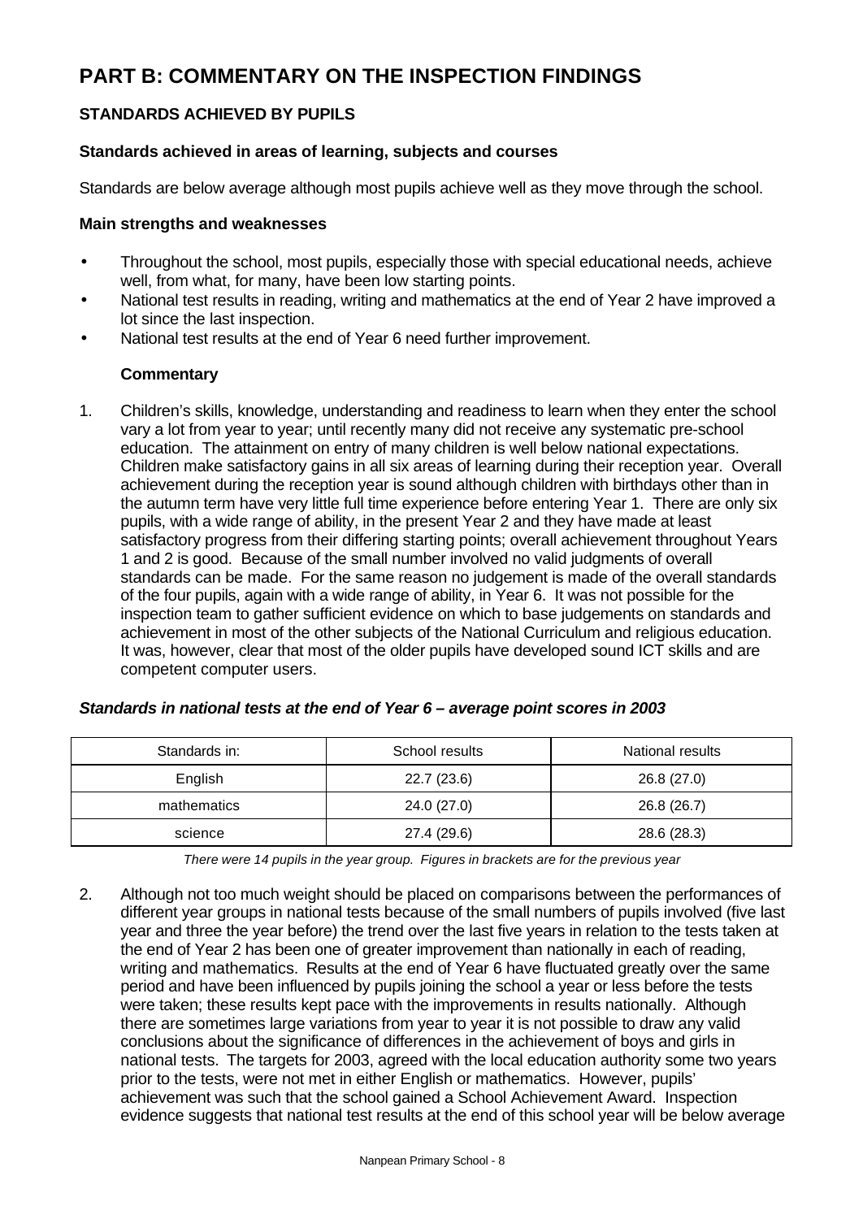# PART B: COMMENTARY ON THE INSPECTION FINDINGS

## STANDARDS ACHIEVED BY PUPILS

### Standards achieved in areas of learning, subjects and courses

Standards are below average although most pupils achieve well as they move through the school.

#### Main strengths and weaknesses

- Throughout the school, most pupils, especially those with special educational needs, achieve well, from what, for many, have been low starting points.
- National test results in reading, writing and mathematics at the end of Year 2 have improved a lot since the last inspection.
- National test results at the end of Year 6 need further improvement.

#### Commentary

1. Children's skills, knowledge, understanding and readiness to learn when they enter the school vary a lot from year to year; until recently many did not receive any systematic pre-school education. The attainment on entry of many children is well below national expectations. Children make satisfactory gains in all six areas of learning during their reception year. Overall achievement during the reception year is sound although children with birthdays other than in the autumn term have very little full time experience before entering Year 1. There are only six pupils, with a wide range of ability, in the present Year 2 and they have made at least satisfactory progress from their differing starting points; overall achievement throughout Years 1 and 2 is good. Because of the small number involved no valid judgments of overall standards can be made. For the same reason no judgement is made of the overall standards of the four pupils, again with a wide range of ability, in Year 6. It was not possible for the inspection team to gather sufficient evidence on which to base judgements on standards and achievement in most of the other subjects of the National Curriculum and religious education. It was, however, clear that most of the older pupils have developed sound ICT skills and are competent computer users.

***Standards in national tests at the end of Year 6 – average point scores in 2003***

| Standards in: | School results | National results |
|---|---|---|
| English | 22.7 (23.6) | 26.8 (27.0) |
| mathematics | 24.0 (27.0) | 26.8 (26.7) |
| science | 27.4 (29.6) | 28.6 (28.3) |

*There were 14 pupils in the year group. Figures in brackets are for the previous year*

2. Although not too much weight should be placed on comparisons between the performances of different year groups in national tests because of the small numbers of pupils involved (five last year and three the year before) the trend over the last five years in relation to the tests taken at the end of Year 2 has been one of greater improvement than nationally in each of reading, writing and mathematics. Results at the end of Year 6 have fluctuated greatly over the same period and have been influenced by pupils joining the school a year or less before the tests were taken; these results kept pace with the improvements in results nationally. Although there are sometimes large variations from year to year it is not possible to draw any valid conclusions about the significance of differences in the achievement of boys and girls in national tests. The targets for 2003, agreed with the local education authority some two years prior to the tests, were not met in either English or mathematics. However, pupils' achievement was such that the school gained a School Achievement Award. Inspection evidence suggests that national test results at the end of this school year will be below average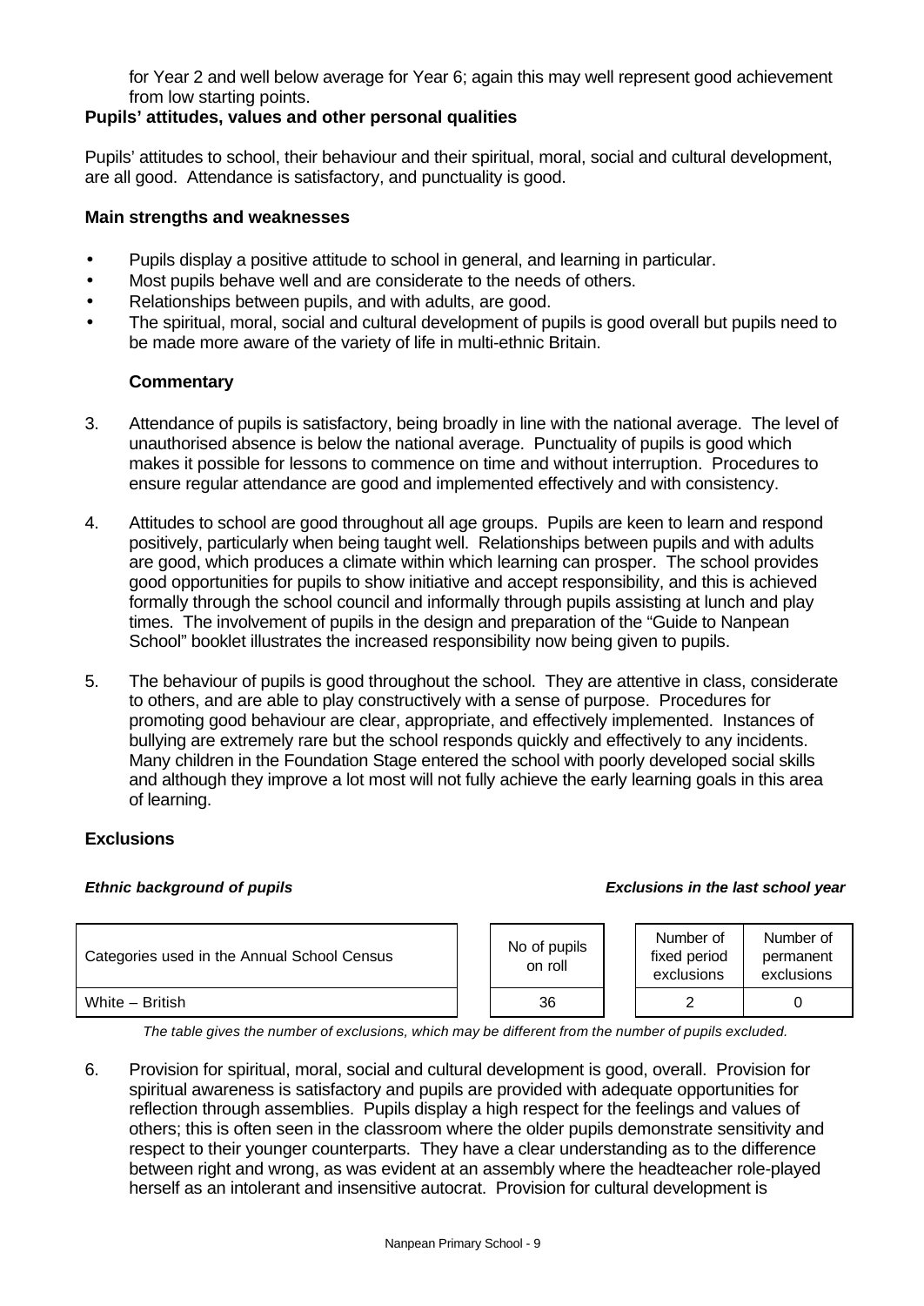for Year 2 and well below average for Year 6; again this may well represent good achievement from low starting points.

**Pupils' attitudes, values and other personal qualities**

Pupils' attitudes to school, their behaviour and their spiritual, moral, social and cultural development, are all good. Attendance is satisfactory, and punctuality is good.

**Main strengths and weaknesses**

- Pupils display a positive attitude to school in general, and learning in particular.
- Most pupils behave well and are considerate to the needs of others.
- Relationships between pupils, and with adults, are good.
- The spiritual, moral, social and cultural development of pupils is good overall but pupils need to be made more aware of the variety of life in multi-ethnic Britain.

**Commentary**

3. Attendance of pupils is satisfactory, being broadly in line with the national average. The level of unauthorised absence is below the national average. Punctuality of pupils is good which makes it possible for lessons to commence on time and without interruption. Procedures to ensure regular attendance are good and implemented effectively and with consistency.

4. Attitudes to school are good throughout all age groups. Pupils are keen to learn and respond positively, particularly when being taught well. Relationships between pupils and with adults are good, which produces a climate within which learning can prosper. The school provides good opportunities for pupils to show initiative and accept responsibility, and this is achieved formally through the school council and informally through pupils assisting at lunch and play times. The involvement of pupils in the design and preparation of the "Guide to Nanpean School" booklet illustrates the increased responsibility now being given to pupils.

5. The behaviour of pupils is good throughout the school. They are attentive in class, considerate to others, and are able to play constructively with a sense of purpose. Procedures for promoting good behaviour are clear, appropriate, and effectively implemented. Instances of bullying are extremely rare but the school responds quickly and effectively to any incidents. Many children in the Foundation Stage entered the school with poorly developed social skills and although they improve a lot most will not fully achieve the early learning goals in this area of learning.

**Exclusions**

***Ethnic background of pupils*** — ***Exclusions in the last school year***

| Categories used in the Annual School Census | No of pupils on roll | Number of fixed period exclusions | Number of permanent exclusions |
|---|---|---|---|
| White – British | 36 | 2 | 0 |

*The table gives the number of exclusions, which may be different from the number of pupils excluded.*

6. Provision for spiritual, moral, social and cultural development is good, overall. Provision for spiritual awareness is satisfactory and pupils are provided with adequate opportunities for reflection through assemblies. Pupils display a high respect for the feelings and values of others; this is often seen in the classroom where the older pupils demonstrate sensitivity and respect to their younger counterparts. They have a clear understanding as to the difference between right and wrong, as was evident at an assembly where the headteacher role-played herself as an intolerant and insensitive autocrat. Provision for cultural development is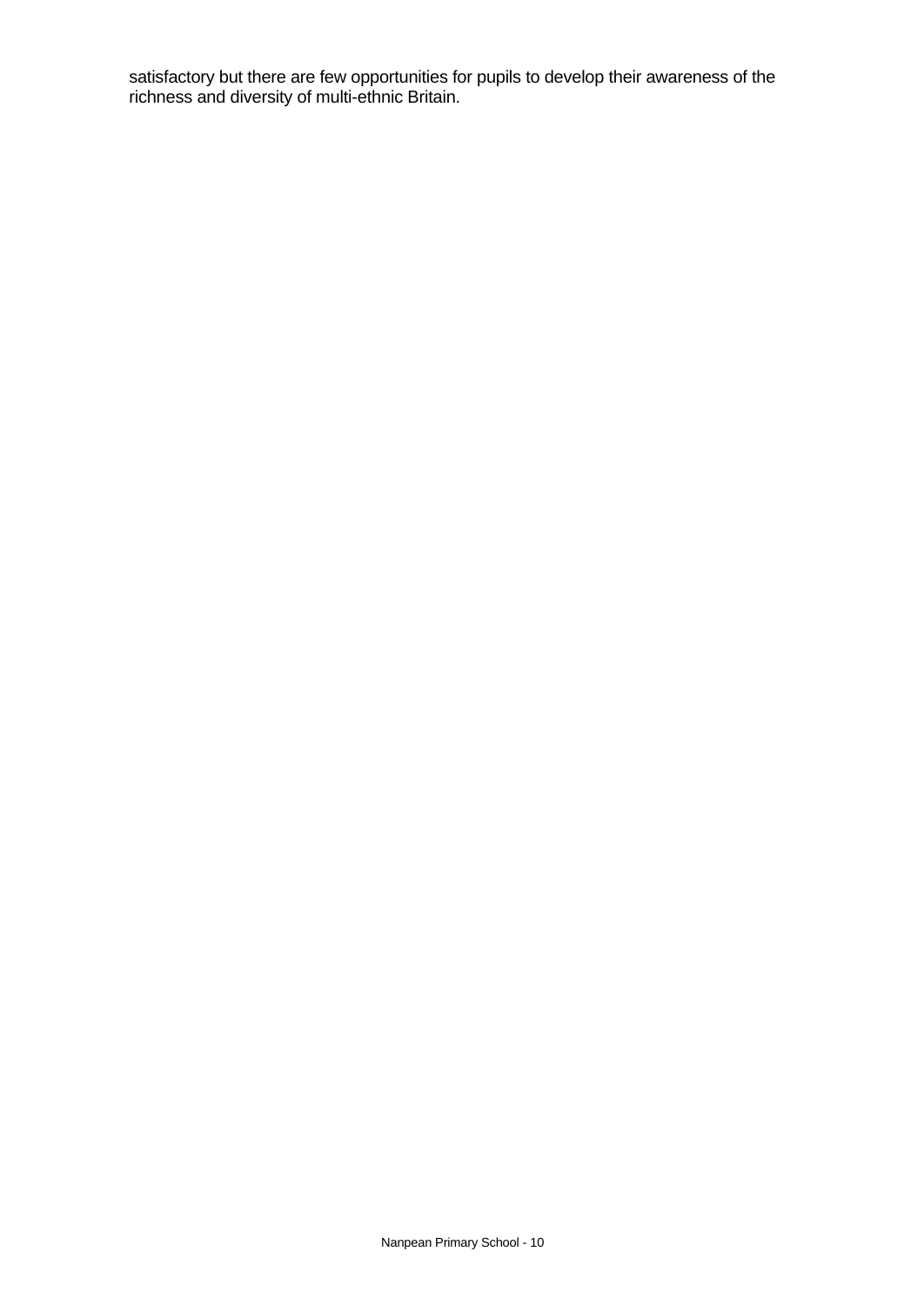satisfactory but there are few opportunities for pupils to develop their awareness of the richness and diversity of multi-ethnic Britain.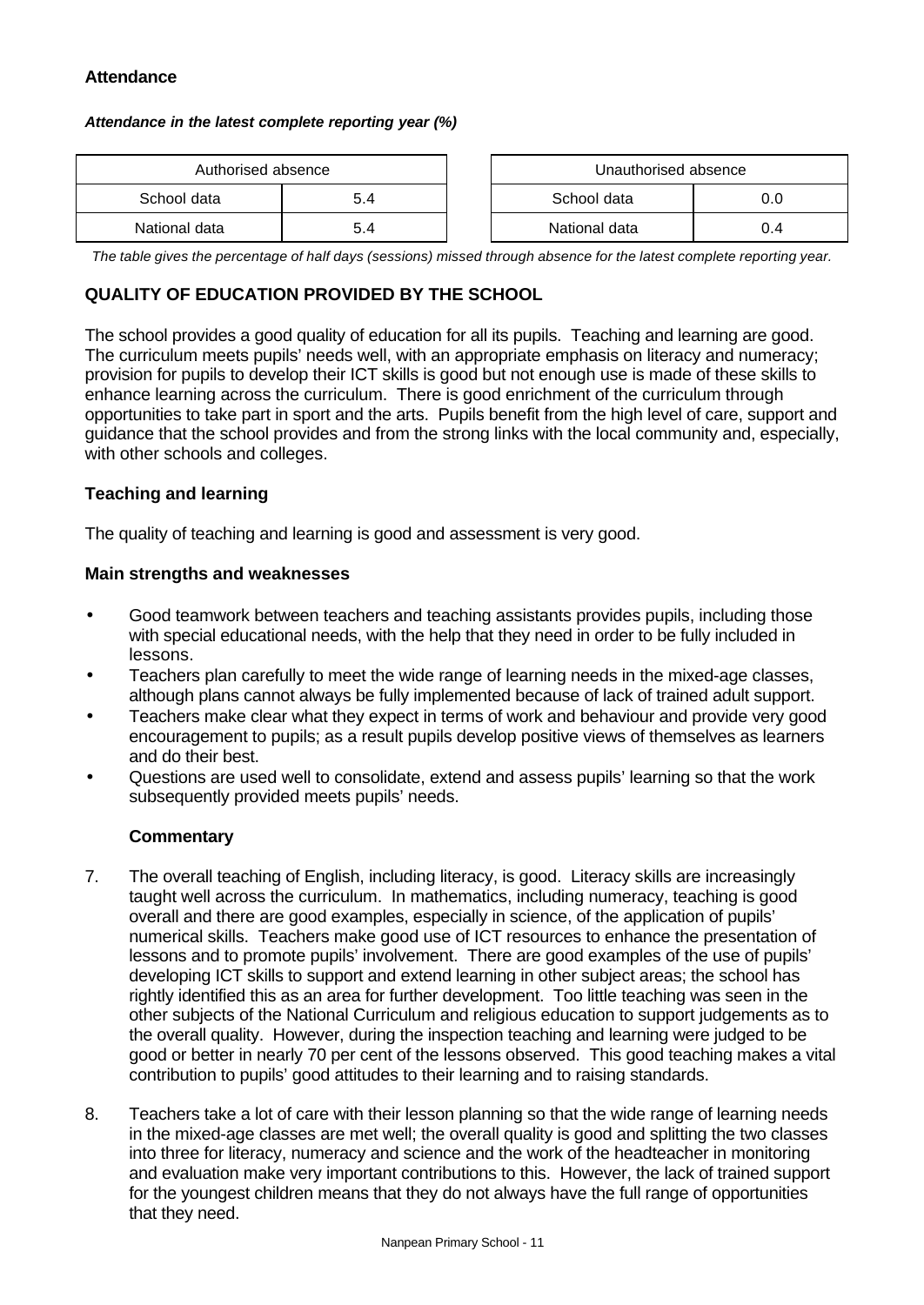### Attendance

***Attendance in the latest complete reporting year (%)***

| Authorised absence | |
|---|---|
| School data | 5.4 |
| National data | 5.4 |

| Unauthorised absence | |
|---|---|
| School data | 0.0 |
| National data | 0.4 |

*The table gives the percentage of half days (sessions) missed through absence for the latest complete reporting year.*

## QUALITY OF EDUCATION PROVIDED BY THE SCHOOL

The school provides a good quality of education for all its pupils. Teaching and learning are good. The curriculum meets pupils' needs well, with an appropriate emphasis on literacy and numeracy; provision for pupils to develop their ICT skills is good but not enough use is made of these skills to enhance learning across the curriculum. There is good enrichment of the curriculum through opportunities to take part in sport and the arts. Pupils benefit from the high level of care, support and guidance that the school provides and from the strong links with the local community and, especially, with other schools and colleges.

### Teaching and learning

The quality of teaching and learning is good and assessment is very good.

**Main strengths and weaknesses**

- Good teamwork between teachers and teaching assistants provides pupils, including those with special educational needs, with the help that they need in order to be fully included in lessons.
- Teachers plan carefully to meet the wide range of learning needs in the mixed-age classes, although plans cannot always be fully implemented because of lack of trained adult support.
- Teachers make clear what they expect in terms of work and behaviour and provide very good encouragement to pupils; as a result pupils develop positive views of themselves as learners and do their best.
- Questions are used well to consolidate, extend and assess pupils' learning so that the work subsequently provided meets pupils' needs.

**Commentary**

7. The overall teaching of English, including literacy, is good. Literacy skills are increasingly taught well across the curriculum. In mathematics, including numeracy, teaching is good overall and there are good examples, especially in science, of the application of pupils' numerical skills. Teachers make good use of ICT resources to enhance the presentation of lessons and to promote pupils' involvement. There are good examples of the use of pupils' developing ICT skills to support and extend learning in other subject areas; the school has rightly identified this as an area for further development. Too little teaching was seen in the other subjects of the National Curriculum and religious education to support judgements as to the overall quality. However, during the inspection teaching and learning were judged to be good or better in nearly 70 per cent of the lessons observed. This good teaching makes a vital contribution to pupils' good attitudes to their learning and to raising standards.

8. Teachers take a lot of care with their lesson planning so that the wide range of learning needs in the mixed-age classes are met well; the overall quality is good and splitting the two classes into three for literacy, numeracy and science and the work of the headteacher in monitoring and evaluation make very important contributions to this. However, the lack of trained support for the youngest children means that they do not always have the full range of opportunities that they need.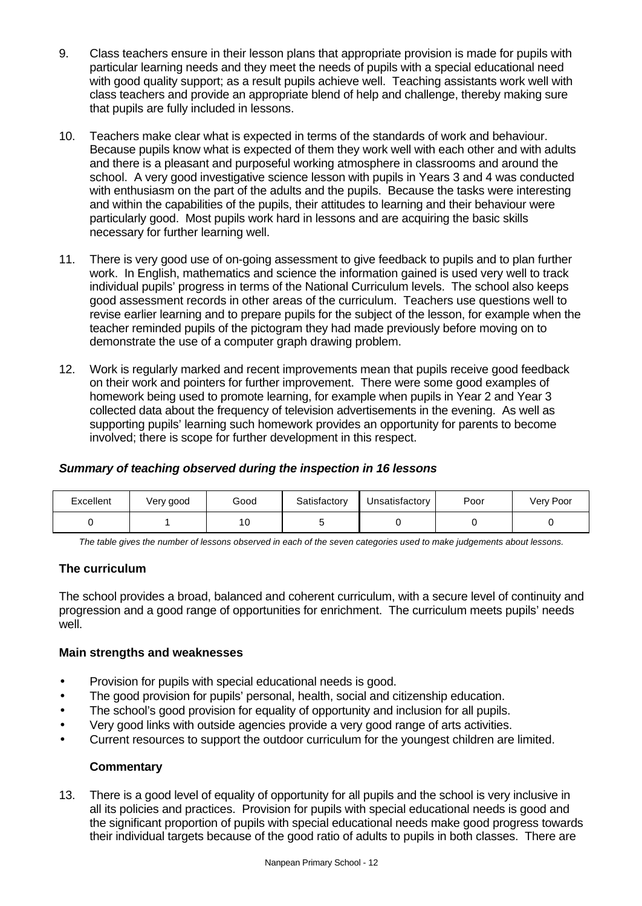9. Class teachers ensure in their lesson plans that appropriate provision is made for pupils with particular learning needs and they meet the needs of pupils with a special educational need with good quality support; as a result pupils achieve well. Teaching assistants work well with class teachers and provide an appropriate blend of help and challenge, thereby making sure that pupils are fully included in lessons.

10. Teachers make clear what is expected in terms of the standards of work and behaviour. Because pupils know what is expected of them they work well with each other and with adults and there is a pleasant and purposeful working atmosphere in classrooms and around the school. A very good investigative science lesson with pupils in Years 3 and 4 was conducted with enthusiasm on the part of the adults and the pupils. Because the tasks were interesting and within the capabilities of the pupils, their attitudes to learning and their behaviour were particularly good. Most pupils work hard in lessons and are acquiring the basic skills necessary for further learning well.

11. There is very good use of on-going assessment to give feedback to pupils and to plan further work. In English, mathematics and science the information gained is used very well to track individual pupils' progress in terms of the National Curriculum levels. The school also keeps good assessment records in other areas of the curriculum. Teachers use questions well to revise earlier learning and to prepare pupils for the subject of the lesson, for example when the teacher reminded pupils of the pictogram they had made previously before moving on to demonstrate the use of a computer graph drawing problem.

12. Work is regularly marked and recent improvements mean that pupils receive good feedback on their work and pointers for further improvement. There were some good examples of homework being used to promote learning, for example when pupils in Year 2 and Year 3 collected data about the frequency of television advertisements in the evening. As well as supporting pupils' learning such homework provides an opportunity for parents to become involved; there is scope for further development in this respect.

***Summary of teaching observed during the inspection in 16 lessons***

| Excellent | Very good | Good | Satisfactory | Unsatisfactory | Poor | Very Poor |
|---|---|---|---|---|---|---|
| 0 | 1 | 10 | 5 | 0 | 0 | 0 |

*The table gives the number of lessons observed in each of the seven categories used to make judgements about lessons.*

### The curriculum

The school provides a broad, balanced and coherent curriculum, with a secure level of continuity and progression and a good range of opportunities for enrichment. The curriculum meets pupils' needs well.

#### Main strengths and weaknesses

- Provision for pupils with special educational needs is good.
- The good provision for pupils' personal, health, social and citizenship education.
- The school's good provision for equality of opportunity and inclusion for all pupils.
- Very good links with outside agencies provide a very good range of arts activities.
- Current resources to support the outdoor curriculum for the youngest children are limited.

#### Commentary

13. There is a good level of equality of opportunity for all pupils and the school is very inclusive in all its policies and practices. Provision for pupils with special educational needs is good and the significant proportion of pupils with special educational needs make good progress towards their individual targets because of the good ratio of adults to pupils in both classes. There are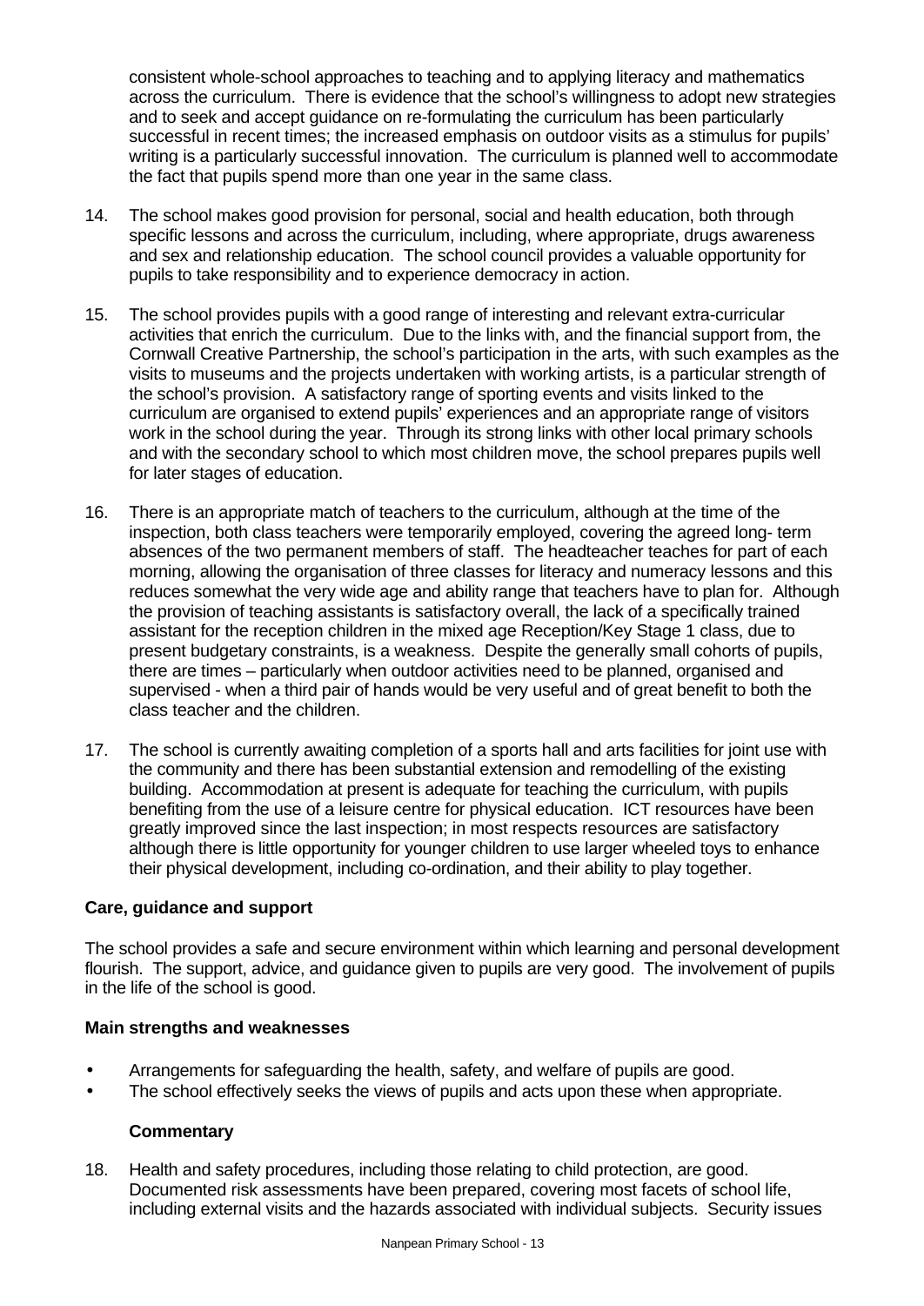consistent whole-school approaches to teaching and to applying literacy and mathematics across the curriculum. There is evidence that the school's willingness to adopt new strategies and to seek and accept guidance on re-formulating the curriculum has been particularly successful in recent times; the increased emphasis on outdoor visits as a stimulus for pupils' writing is a particularly successful innovation. The curriculum is planned well to accommodate the fact that pupils spend more than one year in the same class.

14. The school makes good provision for personal, social and health education, both through specific lessons and across the curriculum, including, where appropriate, drugs awareness and sex and relationship education. The school council provides a valuable opportunity for pupils to take responsibility and to experience democracy in action.

15. The school provides pupils with a good range of interesting and relevant extra-curricular activities that enrich the curriculum. Due to the links with, and the financial support from, the Cornwall Creative Partnership, the school's participation in the arts, with such examples as the visits to museums and the projects undertaken with working artists, is a particular strength of the school's provision. A satisfactory range of sporting events and visits linked to the curriculum are organised to extend pupils' experiences and an appropriate range of visitors work in the school during the year. Through its strong links with other local primary schools and with the secondary school to which most children move, the school prepares pupils well for later stages of education.

16. There is an appropriate match of teachers to the curriculum, although at the time of the inspection, both class teachers were temporarily employed, covering the agreed long- term absences of the two permanent members of staff. The headteacher teaches for part of each morning, allowing the organisation of three classes for literacy and numeracy lessons and this reduces somewhat the very wide age and ability range that teachers have to plan for. Although the provision of teaching assistants is satisfactory overall, the lack of a specifically trained assistant for the reception children in the mixed age Reception/Key Stage 1 class, due to present budgetary constraints, is a weakness. Despite the generally small cohorts of pupils, there are times – particularly when outdoor activities need to be planned, organised and supervised - when a third pair of hands would be very useful and of great benefit to both the class teacher and the children.

17. The school is currently awaiting completion of a sports hall and arts facilities for joint use with the community and there has been substantial extension and remodelling of the existing building. Accommodation at present is adequate for teaching the curriculum, with pupils benefiting from the use of a leisure centre for physical education. ICT resources have been greatly improved since the last inspection; in most respects resources are satisfactory although there is little opportunity for younger children to use larger wheeled toys to enhance their physical development, including co-ordination, and their ability to play together.

### Care, guidance and support

The school provides a safe and secure environment within which learning and personal development flourish. The support, advice, and guidance given to pupils are very good. The involvement of pupils in the life of the school is good.

#### Main strengths and weaknesses

- Arrangements for safeguarding the health, safety, and welfare of pupils are good.
- The school effectively seeks the views of pupils and acts upon these when appropriate.

#### Commentary

18. Health and safety procedures, including those relating to child protection, are good. Documented risk assessments have been prepared, covering most facets of school life, including external visits and the hazards associated with individual subjects. Security issues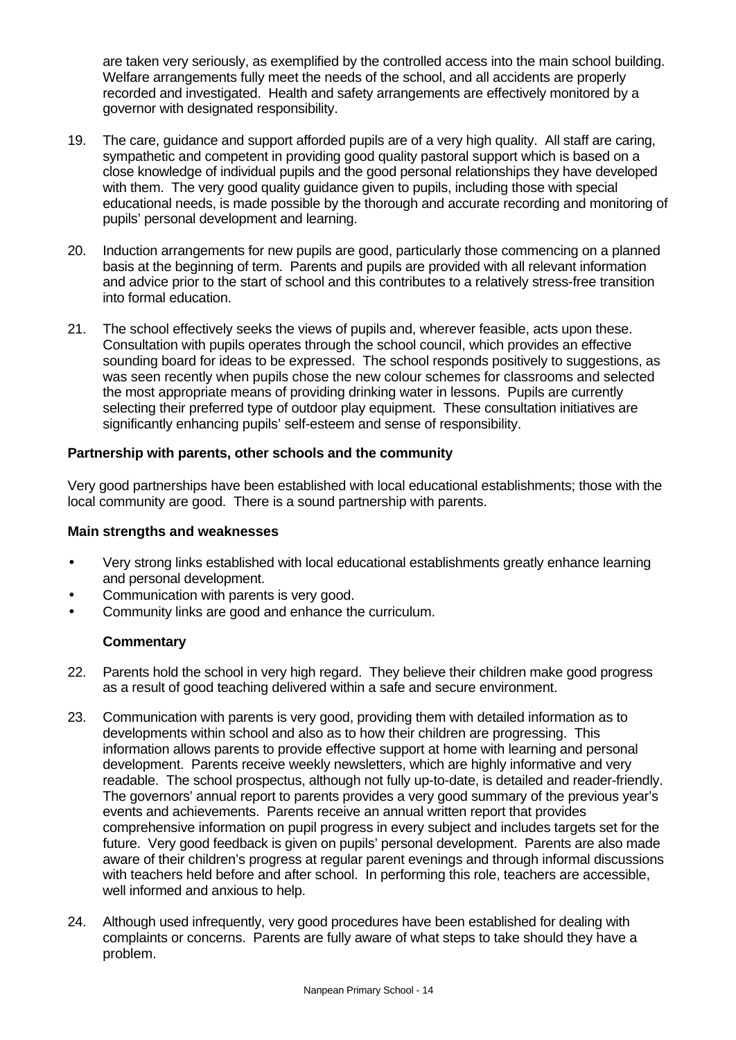are taken very seriously, as exemplified by the controlled access into the main school building. Welfare arrangements fully meet the needs of the school, and all accidents are properly recorded and investigated. Health and safety arrangements are effectively monitored by a governor with designated responsibility.

19. The care, guidance and support afforded pupils are of a very high quality. All staff are caring, sympathetic and competent in providing good quality pastoral support which is based on a close knowledge of individual pupils and the good personal relationships they have developed with them. The very good quality guidance given to pupils, including those with special educational needs, is made possible by the thorough and accurate recording and monitoring of pupils' personal development and learning.

20. Induction arrangements for new pupils are good, particularly those commencing on a planned basis at the beginning of term. Parents and pupils are provided with all relevant information and advice prior to the start of school and this contributes to a relatively stress-free transition into formal education.

21. The school effectively seeks the views of pupils and, wherever feasible, acts upon these. Consultation with pupils operates through the school council, which provides an effective sounding board for ideas to be expressed. The school responds positively to suggestions, as was seen recently when pupils chose the new colour schemes for classrooms and selected the most appropriate means of providing drinking water in lessons. Pupils are currently selecting their preferred type of outdoor play equipment. These consultation initiatives are significantly enhancing pupils' self-esteem and sense of responsibility.

**Partnership with parents, other schools and the community**

Very good partnerships have been established with local educational establishments; those with the local community are good. There is a sound partnership with parents.

**Main strengths and weaknesses**

- Very strong links established with local educational establishments greatly enhance learning and personal development.
- Communication with parents is very good.
- Community links are good and enhance the curriculum.

**Commentary**

22. Parents hold the school in very high regard. They believe their children make good progress as a result of good teaching delivered within a safe and secure environment.

23. Communication with parents is very good, providing them with detailed information as to developments within school and also as to how their children are progressing. This information allows parents to provide effective support at home with learning and personal development. Parents receive weekly newsletters, which are highly informative and very readable. The school prospectus, although not fully up-to-date, is detailed and reader-friendly. The governors' annual report to parents provides a very good summary of the previous year's events and achievements. Parents receive an annual written report that provides comprehensive information on pupil progress in every subject and includes targets set for the future. Very good feedback is given on pupils' personal development. Parents are also made aware of their children's progress at regular parent evenings and through informal discussions with teachers held before and after school. In performing this role, teachers are accessible, well informed and anxious to help.

24. Although used infrequently, very good procedures have been established for dealing with complaints or concerns. Parents are fully aware of what steps to take should they have a problem.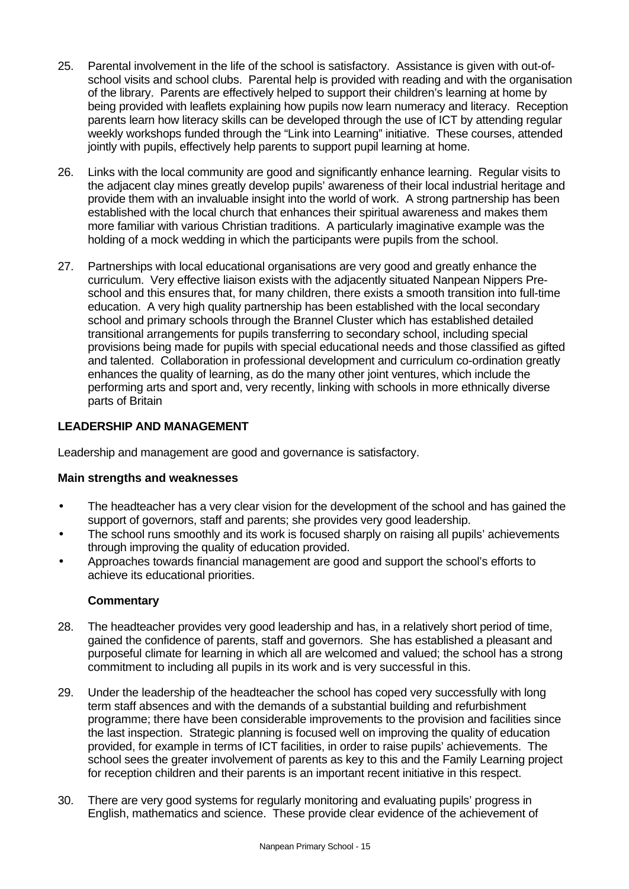25. Parental involvement in the life of the school is satisfactory. Assistance is given with out-of-school visits and school clubs. Parental help is provided with reading and with the organisation of the library. Parents are effectively helped to support their children's learning at home by being provided with leaflets explaining how pupils now learn numeracy and literacy. Reception parents learn how literacy skills can be developed through the use of ICT by attending regular weekly workshops funded through the "Link into Learning" initiative. These courses, attended jointly with pupils, effectively help parents to support pupil learning at home.

26. Links with the local community are good and significantly enhance learning. Regular visits to the adjacent clay mines greatly develop pupils' awareness of their local industrial heritage and provide them with an invaluable insight into the world of work. A strong partnership has been established with the local church that enhances their spiritual awareness and makes them more familiar with various Christian traditions. A particularly imaginative example was the holding of a mock wedding in which the participants were pupils from the school.

27. Partnerships with local educational organisations are very good and greatly enhance the curriculum. Very effective liaison exists with the adjacently situated Nanpean Nippers Pre-school and this ensures that, for many children, there exists a smooth transition into full-time education. A very high quality partnership has been established with the local secondary school and primary schools through the Brannel Cluster which has established detailed transitional arrangements for pupils transferring to secondary school, including special provisions being made for pupils with special educational needs and those classified as gifted and talented. Collaboration in professional development and curriculum co-ordination greatly enhances the quality of learning, as do the many other joint ventures, which include the performing arts and sport and, very recently, linking with schools in more ethnically diverse parts of Britain

## LEADERSHIP AND MANAGEMENT

Leadership and management are good and governance is satisfactory.

### Main strengths and weaknesses

- The headteacher has a very clear vision for the development of the school and has gained the support of governors, staff and parents; she provides very good leadership.
- The school runs smoothly and its work is focused sharply on raising all pupils' achievements through improving the quality of education provided.
- Approaches towards financial management are good and support the school's efforts to achieve its educational priorities.

### Commentary

28. The headteacher provides very good leadership and has, in a relatively short period of time, gained the confidence of parents, staff and governors. She has established a pleasant and purposeful climate for learning in which all are welcomed and valued; the school has a strong commitment to including all pupils in its work and is very successful in this.

29. Under the leadership of the headteacher the school has coped very successfully with long term staff absences and with the demands of a substantial building and refurbishment programme; there have been considerable improvements to the provision and facilities since the last inspection. Strategic planning is focused well on improving the quality of education provided, for example in terms of ICT facilities, in order to raise pupils' achievements. The school sees the greater involvement of parents as key to this and the Family Learning project for reception children and their parents is an important recent initiative in this respect.

30. There are very good systems for regularly monitoring and evaluating pupils' progress in English, mathematics and science. These provide clear evidence of the achievement of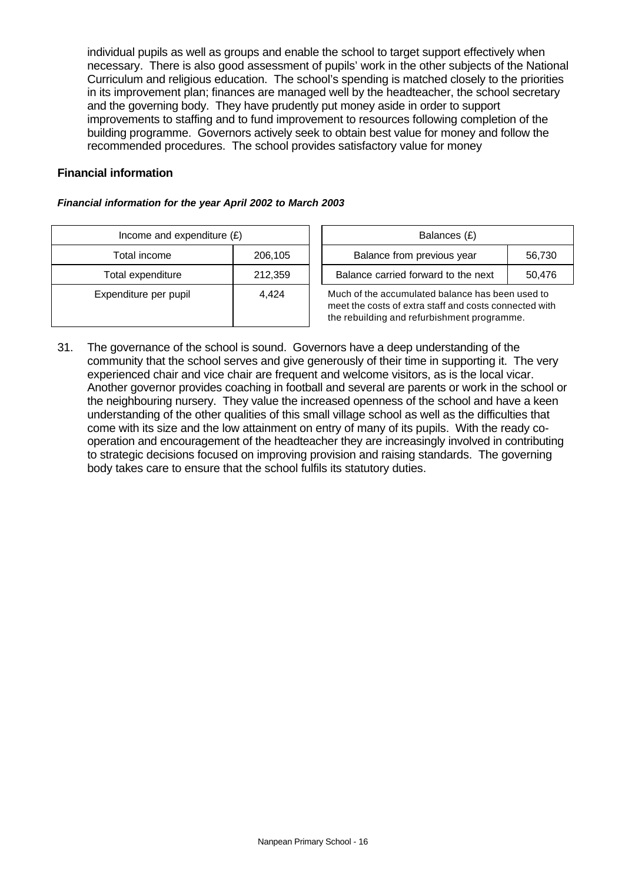individual pupils as well as groups and enable the school to target support effectively when necessary. There is also good assessment of pupils' work in the other subjects of the National Curriculum and religious education. The school's spending is matched closely to the priorities in its improvement plan; finances are managed well by the headteacher, the school secretary and the governing body. They have prudently put money aside in order to support improvements to staffing and to fund improvement to resources following completion of the building programme. Governors actively seek to obtain best value for money and follow the recommended procedures. The school provides satisfactory value for money

**Financial information**

***Financial information for the year April 2002 to March 2003***

| Income and expenditure (£) | |
|---|---|
| Total income | 206,105 |
| Total expenditure | 212,359 |
| Expenditure per pupil | 4,424 |

| Balances (£) | |
|---|---|
| Balance from previous year | 56,730 |
| Balance carried forward to the next | 50,476 |

Much of the accumulated balance has been used to meet the costs of extra staff and costs connected with the rebuilding and refurbishment programme.

31. The governance of the school is sound. Governors have a deep understanding of the community that the school serves and give generously of their time in supporting it. The very experienced chair and vice chair are frequent and welcome visitors, as is the local vicar. Another governor provides coaching in football and several are parents or work in the school or the neighbouring nursery. They value the increased openness of the school and have a keen understanding of the other qualities of this small village school as well as the difficulties that come with its size and the low attainment on entry of many of its pupils. With the ready co-operation and encouragement of the headteacher they are increasingly involved in contributing to strategic decisions focused on improving provision and raising standards. The governing body takes care to ensure that the school fulfils its statutory duties.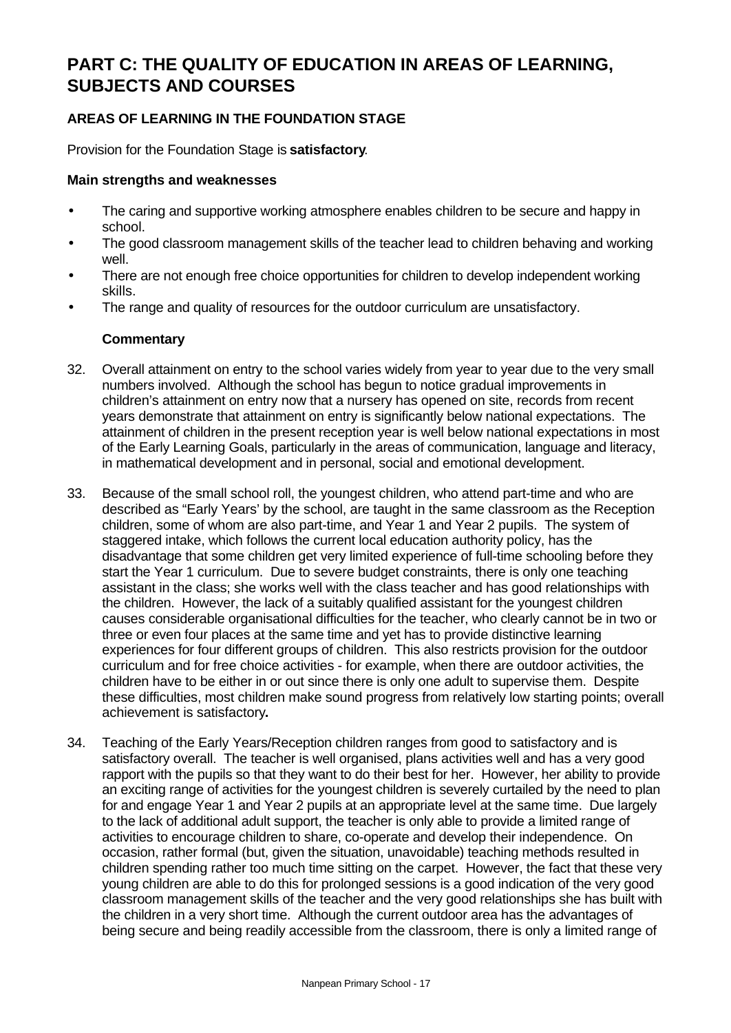# PART C: THE QUALITY OF EDUCATION IN AREAS OF LEARNING, SUBJECTS AND COURSES

## AREAS OF LEARNING IN THE FOUNDATION STAGE

Provision for the Foundation Stage is **satisfactory**.

### Main strengths and weaknesses

- The caring and supportive working atmosphere enables children to be secure and happy in school.
- The good classroom management skills of the teacher lead to children behaving and working well.
- There are not enough free choice opportunities for children to develop independent working skills.
- The range and quality of resources for the outdoor curriculum are unsatisfactory.

### Commentary

32. Overall attainment on entry to the school varies widely from year to year due to the very small numbers involved. Although the school has begun to notice gradual improvements in children's attainment on entry now that a nursery has opened on site, records from recent years demonstrate that attainment on entry is significantly below national expectations. The attainment of children in the present reception year is well below national expectations in most of the Early Learning Goals, particularly in the areas of communication, language and literacy, in mathematical development and in personal, social and emotional development.

33. Because of the small school roll, the youngest children, who attend part-time and who are described as "Early Years' by the school, are taught in the same classroom as the Reception children, some of whom are also part-time, and Year 1 and Year 2 pupils. The system of staggered intake, which follows the current local education authority policy, has the disadvantage that some children get very limited experience of full-time schooling before they start the Year 1 curriculum. Due to severe budget constraints, there is only one teaching assistant in the class; she works well with the class teacher and has good relationships with the children. However, the lack of a suitably qualified assistant for the youngest children causes considerable organisational difficulties for the teacher, who clearly cannot be in two or three or even four places at the same time and yet has to provide distinctive learning experiences for four different groups of children. This also restricts provision for the outdoor curriculum and for free choice activities - for example, when there are outdoor activities, the children have to be either in or out since there is only one adult to supervise them. Despite these difficulties, most children make sound progress from relatively low starting points; overall achievement is satisfactory**.**

34. Teaching of the Early Years/Reception children ranges from good to satisfactory and is satisfactory overall. The teacher is well organised, plans activities well and has a very good rapport with the pupils so that they want to do their best for her. However, her ability to provide an exciting range of activities for the youngest children is severely curtailed by the need to plan for and engage Year 1 and Year 2 pupils at an appropriate level at the same time. Due largely to the lack of additional adult support, the teacher is only able to provide a limited range of activities to encourage children to share, co-operate and develop their independence. On occasion, rather formal (but, given the situation, unavoidable) teaching methods resulted in children spending rather too much time sitting on the carpet. However, the fact that these very young children are able to do this for prolonged sessions is a good indication of the very good classroom management skills of the teacher and the very good relationships she has built with the children in a very short time. Although the current outdoor area has the advantages of being secure and being readily accessible from the classroom, there is only a limited range of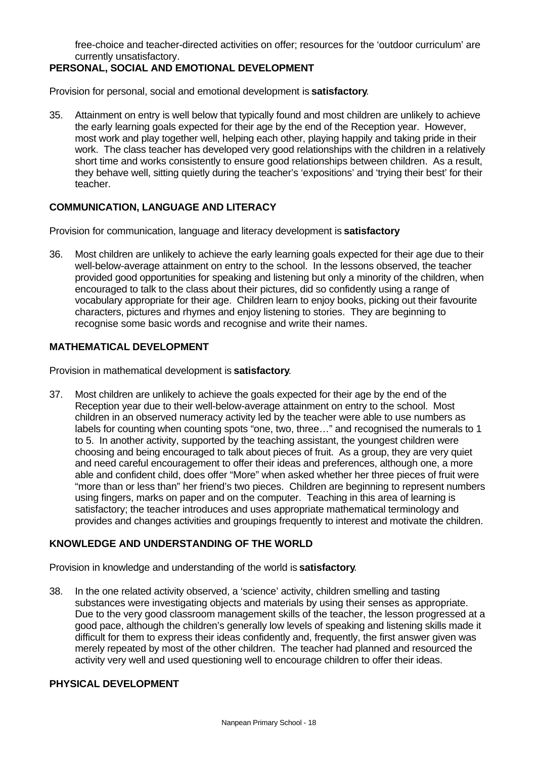free-choice and teacher-directed activities on offer; resources for the 'outdoor curriculum' are currently unsatisfactory.

## PERSONAL, SOCIAL AND EMOTIONAL DEVELOPMENT

Provision for personal, social and emotional development is **satisfactory**.

35. Attainment on entry is well below that typically found and most children are unlikely to achieve the early learning goals expected for their age by the end of the Reception year. However, most work and play together well, helping each other, playing happily and taking pride in their work. The class teacher has developed very good relationships with the children in a relatively short time and works consistently to ensure good relationships between children. As a result, they behave well, sitting quietly during the teacher's 'expositions' and 'trying their best' for their teacher.

## COMMUNICATION, LANGUAGE AND LITERACY

Provision for communication, language and literacy development is **satisfactory**

36. Most children are unlikely to achieve the early learning goals expected for their age due to their well-below-average attainment on entry to the school. In the lessons observed, the teacher provided good opportunities for speaking and listening but only a minority of the children, when encouraged to talk to the class about their pictures, did so confidently using a range of vocabulary appropriate for their age. Children learn to enjoy books, picking out their favourite characters, pictures and rhymes and enjoy listening to stories. They are beginning to recognise some basic words and recognise and write their names.

## MATHEMATICAL DEVELOPMENT

Provision in mathematical development is **satisfactory**.

37. Most children are unlikely to achieve the goals expected for their age by the end of the Reception year due to their well-below-average attainment on entry to the school. Most children in an observed numeracy activity led by the teacher were able to use numbers as labels for counting when counting spots "one, two, three…" and recognised the numerals to 1 to 5. In another activity, supported by the teaching assistant, the youngest children were choosing and being encouraged to talk about pieces of fruit. As a group, they are very quiet and need careful encouragement to offer their ideas and preferences, although one, a more able and confident child, does offer "More" when asked whether her three pieces of fruit were "more than or less than" her friend's two pieces. Children are beginning to represent numbers using fingers, marks on paper and on the computer. Teaching in this area of learning is satisfactory; the teacher introduces and uses appropriate mathematical terminology and provides and changes activities and groupings frequently to interest and motivate the children.

## KNOWLEDGE AND UNDERSTANDING OF THE WORLD

Provision in knowledge and understanding of the world is **satisfactory**.

38. In the one related activity observed, a 'science' activity, children smelling and tasting substances were investigating objects and materials by using their senses as appropriate. Due to the very good classroom management skills of the teacher, the lesson progressed at a good pace, although the children's generally low levels of speaking and listening skills made it difficult for them to express their ideas confidently and, frequently, the first answer given was merely repeated by most of the other children. The teacher had planned and resourced the activity very well and used questioning well to encourage children to offer their ideas.

## PHYSICAL DEVELOPMENT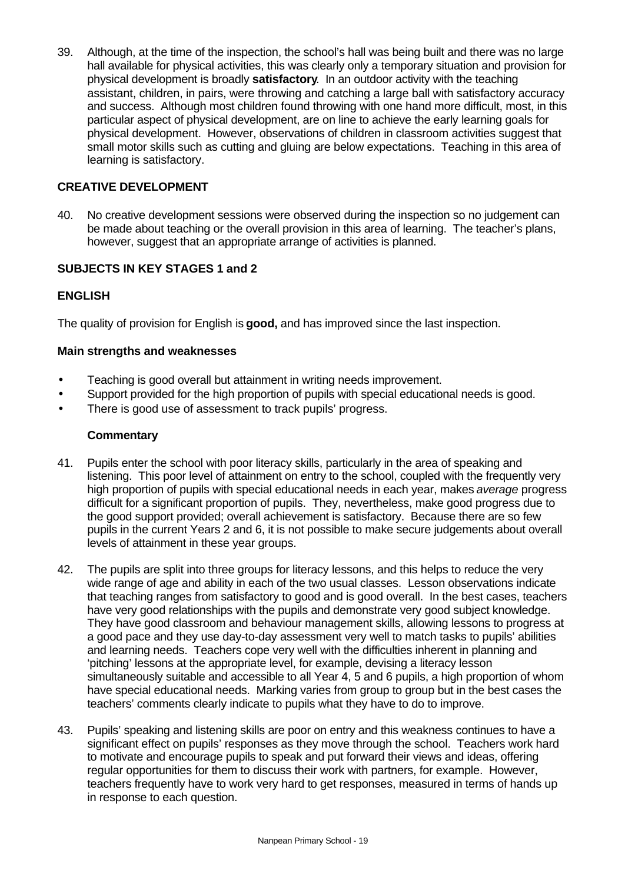39. Although, at the time of the inspection, the school's hall was being built and there was no large hall available for physical activities, this was clearly only a temporary situation and provision for physical development is broadly **satisfactory**. In an outdoor activity with the teaching assistant, children, in pairs, were throwing and catching a large ball with satisfactory accuracy and success. Although most children found throwing with one hand more difficult, most, in this particular aspect of physical development, are on line to achieve the early learning goals for physical development. However, observations of children in classroom activities suggest that small motor skills such as cutting and gluing are below expectations. Teaching in this area of learning is satisfactory.

## CREATIVE DEVELOPMENT

40. No creative development sessions were observed during the inspection so no judgement can be made about teaching or the overall provision in this area of learning. The teacher's plans, however, suggest that an appropriate arrange of activities is planned.

## SUBJECTS IN KEY STAGES 1 and 2

## ENGLISH

The quality of provision for English is **good,** and has improved since the last inspection.

### Main strengths and weaknesses

- Teaching is good overall but attainment in writing needs improvement.
- Support provided for the high proportion of pupils with special educational needs is good.
- There is good use of assessment to track pupils' progress.

### Commentary

41. Pupils enter the school with poor literacy skills, particularly in the area of speaking and listening. This poor level of attainment on entry to the school, coupled with the frequently very high proportion of pupils with special educational needs in each year, makes *average* progress difficult for a significant proportion of pupils. They, nevertheless, make good progress due to the good support provided; overall achievement is satisfactory. Because there are so few pupils in the current Years 2 and 6, it is not possible to make secure judgements about overall levels of attainment in these year groups.

42. The pupils are split into three groups for literacy lessons, and this helps to reduce the very wide range of age and ability in each of the two usual classes. Lesson observations indicate that teaching ranges from satisfactory to good and is good overall. In the best cases, teachers have very good relationships with the pupils and demonstrate very good subject knowledge. They have good classroom and behaviour management skills, allowing lessons to progress at a good pace and they use day-to-day assessment very well to match tasks to pupils' abilities and learning needs. Teachers cope very well with the difficulties inherent in planning and 'pitching' lessons at the appropriate level, for example, devising a literacy lesson simultaneously suitable and accessible to all Year 4, 5 and 6 pupils, a high proportion of whom have special educational needs. Marking varies from group to group but in the best cases the teachers' comments clearly indicate to pupils what they have to do to improve.

43. Pupils' speaking and listening skills are poor on entry and this weakness continues to have a significant effect on pupils' responses as they move through the school. Teachers work hard to motivate and encourage pupils to speak and put forward their views and ideas, offering regular opportunities for them to discuss their work with partners, for example. However, teachers frequently have to work very hard to get responses, measured in terms of hands up in response to each question.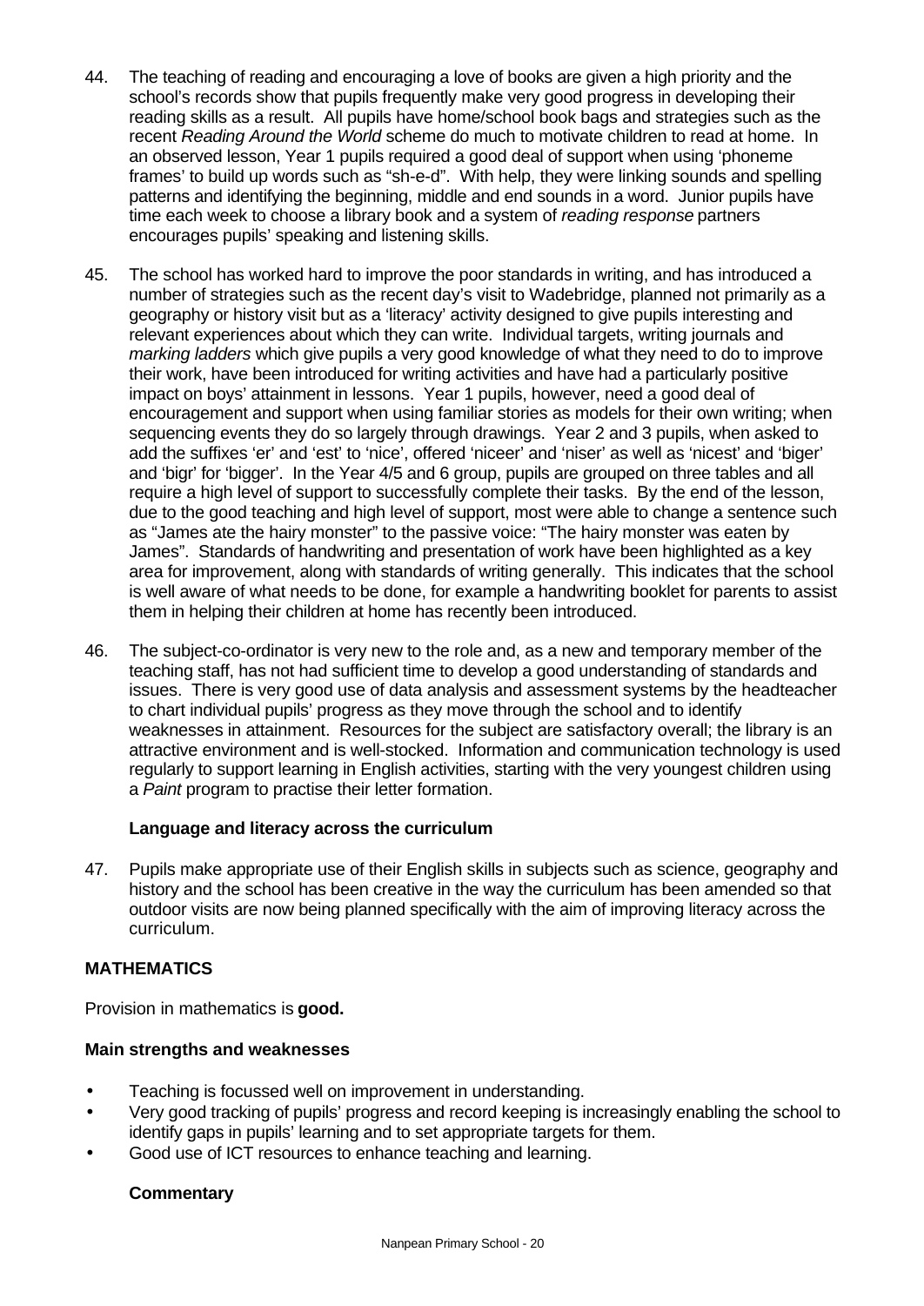44. The teaching of reading and encouraging a love of books are given a high priority and the school's records show that pupils frequently make very good progress in developing their reading skills as a result. All pupils have home/school book bags and strategies such as the recent *Reading Around the World* scheme do much to motivate children to read at home. In an observed lesson, Year 1 pupils required a good deal of support when using 'phoneme frames' to build up words such as "sh-e-d". With help, they were linking sounds and spelling patterns and identifying the beginning, middle and end sounds in a word. Junior pupils have time each week to choose a library book and a system of *reading response* partners encourages pupils' speaking and listening skills.

45. The school has worked hard to improve the poor standards in writing, and has introduced a number of strategies such as the recent day's visit to Wadebridge, planned not primarily as a geography or history visit but as a 'literacy' activity designed to give pupils interesting and relevant experiences about which they can write. Individual targets, writing journals and *marking ladders* which give pupils a very good knowledge of what they need to do to improve their work, have been introduced for writing activities and have had a particularly positive impact on boys' attainment in lessons. Year 1 pupils, however, need a good deal of encouragement and support when using familiar stories as models for their own writing; when sequencing events they do so largely through drawings. Year 2 and 3 pupils, when asked to add the suffixes 'er' and 'est' to 'nice', offered 'niceer' and 'niser' as well as 'nicest' and 'biger' and 'bigr' for 'bigger'. In the Year 4/5 and 6 group, pupils are grouped on three tables and all require a high level of support to successfully complete their tasks. By the end of the lesson, due to the good teaching and high level of support, most were able to change a sentence such as "James ate the hairy monster" to the passive voice: "The hairy monster was eaten by James". Standards of handwriting and presentation of work have been highlighted as a key area for improvement, along with standards of writing generally. This indicates that the school is well aware of what needs to be done, for example a handwriting booklet for parents to assist them in helping their children at home has recently been introduced.

46. The subject-co-ordinator is very new to the role and, as a new and temporary member of the teaching staff, has not had sufficient time to develop a good understanding of standards and issues. There is very good use of data analysis and assessment systems by the headteacher to chart individual pupils' progress as they move through the school and to identify weaknesses in attainment. Resources for the subject are satisfactory overall; the library is an attractive environment and is well-stocked. Information and communication technology is used regularly to support learning in English activities, starting with the very youngest children using a *Paint* program to practise their letter formation.

### Language and literacy across the curriculum

47. Pupils make appropriate use of their English skills in subjects such as science, geography and history and the school has been creative in the way the curriculum has been amended so that outdoor visits are now being planned specifically with the aim of improving literacy across the curriculum.

## MATHEMATICS

Provision in mathematics is **good.**

### Main strengths and weaknesses

- Teaching is focussed well on improvement in understanding.
- Very good tracking of pupils' progress and record keeping is increasingly enabling the school to identify gaps in pupils' learning and to set appropriate targets for them.
- Good use of ICT resources to enhance teaching and learning.

### Commentary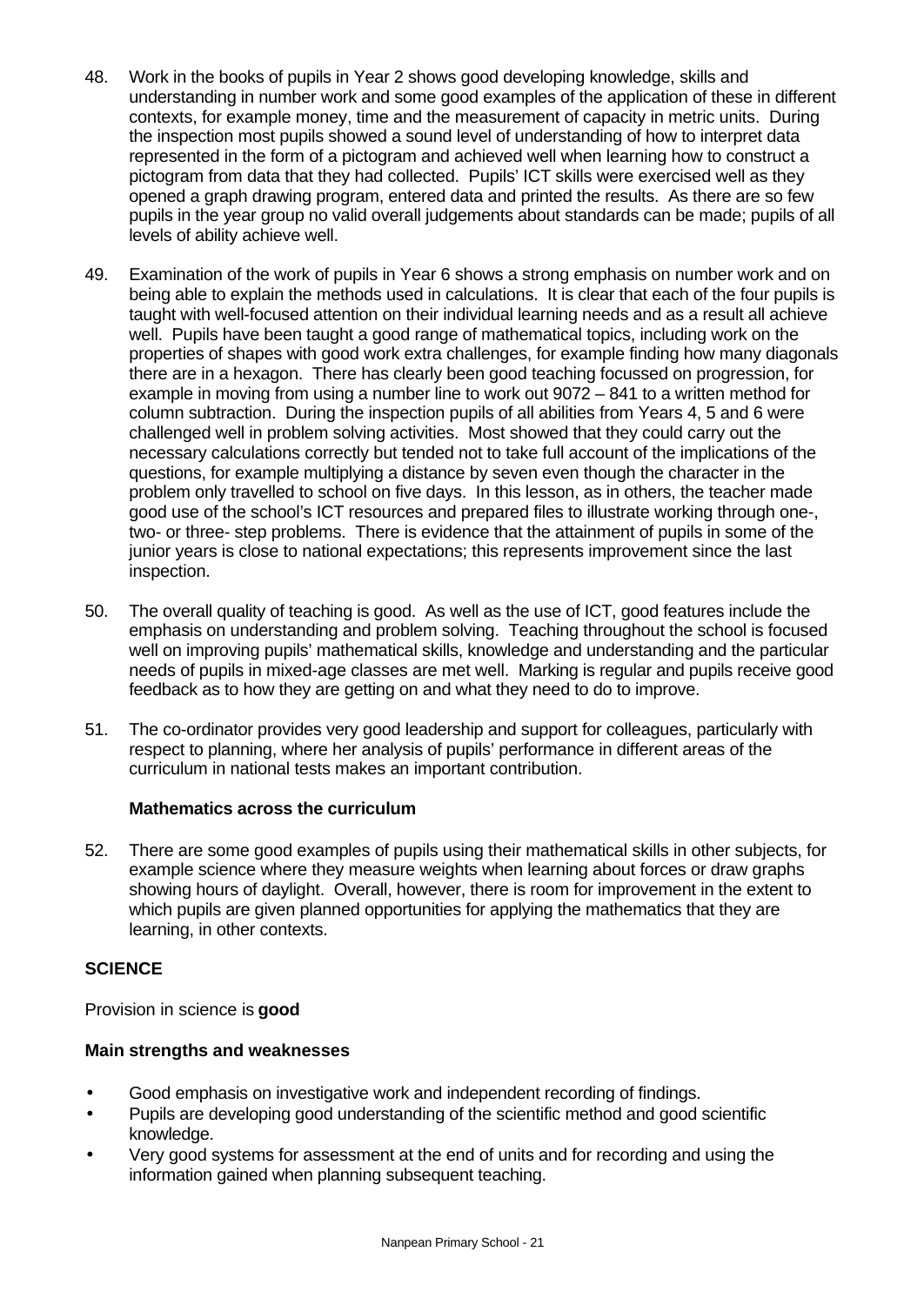48. Work in the books of pupils in Year 2 shows good developing knowledge, skills and understanding in number work and some good examples of the application of these in different contexts, for example money, time and the measurement of capacity in metric units. During the inspection most pupils showed a sound level of understanding of how to interpret data represented in the form of a pictogram and achieved well when learning how to construct a pictogram from data that they had collected. Pupils' ICT skills were exercised well as they opened a graph drawing program, entered data and printed the results. As there are so few pupils in the year group no valid overall judgements about standards can be made; pupils of all levels of ability achieve well.

49. Examination of the work of pupils in Year 6 shows a strong emphasis on number work and on being able to explain the methods used in calculations. It is clear that each of the four pupils is taught with well-focused attention on their individual learning needs and as a result all achieve well. Pupils have been taught a good range of mathematical topics, including work on the properties of shapes with good work extra challenges, for example finding how many diagonals there are in a hexagon. There has clearly been good teaching focussed on progression, for example in moving from using a number line to work out 9072 – 841 to a written method for column subtraction. During the inspection pupils of all abilities from Years 4, 5 and 6 were challenged well in problem solving activities. Most showed that they could carry out the necessary calculations correctly but tended not to take full account of the implications of the questions, for example multiplying a distance by seven even though the character in the problem only travelled to school on five days. In this lesson, as in others, the teacher made good use of the school's ICT resources and prepared files to illustrate working through one-, two- or three- step problems. There is evidence that the attainment of pupils in some of the junior years is close to national expectations; this represents improvement since the last inspection.

50. The overall quality of teaching is good. As well as the use of ICT, good features include the emphasis on understanding and problem solving. Teaching throughout the school is focused well on improving pupils' mathematical skills, knowledge and understanding and the particular needs of pupils in mixed-age classes are met well. Marking is regular and pupils receive good feedback as to how they are getting on and what they need to do to improve.

51. The co-ordinator provides very good leadership and support for colleagues, particularly with respect to planning, where her analysis of pupils' performance in different areas of the curriculum in national tests makes an important contribution.

### Mathematics across the curriculum

52. There are some good examples of pupils using their mathematical skills in other subjects, for example science where they measure weights when learning about forces or draw graphs showing hours of daylight. Overall, however, there is room for improvement in the extent to which pupils are given planned opportunities for applying the mathematics that they are learning, in other contexts.

## SCIENCE

Provision in science is **good**

### Main strengths and weaknesses

- Good emphasis on investigative work and independent recording of findings.
- Pupils are developing good understanding of the scientific method and good scientific knowledge.
- Very good systems for assessment at the end of units and for recording and using the information gained when planning subsequent teaching.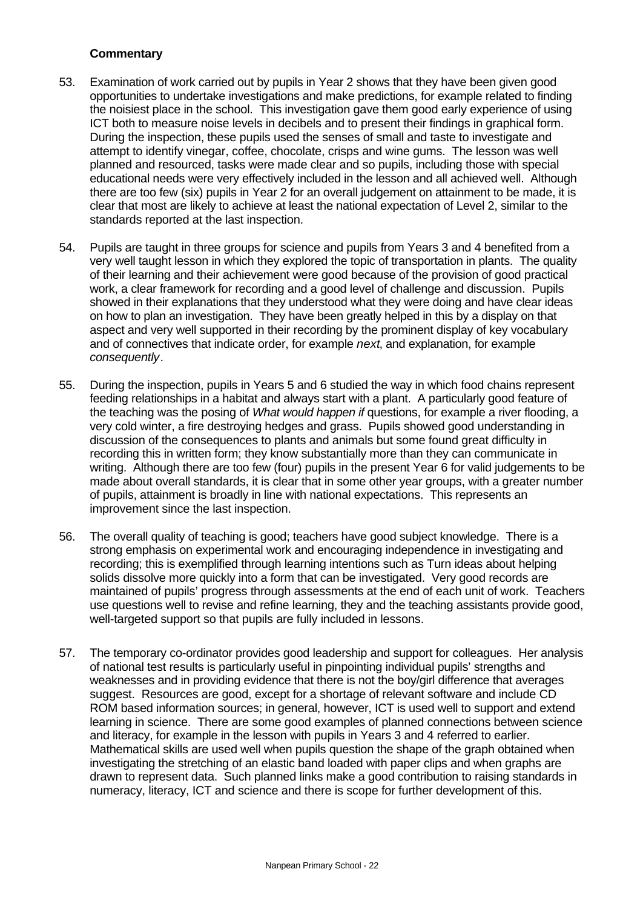**Commentary**

53. Examination of work carried out by pupils in Year 2 shows that they have been given good opportunities to undertake investigations and make predictions, for example related to finding the noisiest place in the school. This investigation gave them good early experience of using ICT both to measure noise levels in decibels and to present their findings in graphical form. During the inspection, these pupils used the senses of small and taste to investigate and attempt to identify vinegar, coffee, chocolate, crisps and wine gums. The lesson was well planned and resourced, tasks were made clear and so pupils, including those with special educational needs were very effectively included in the lesson and all achieved well. Although there are too few (six) pupils in Year 2 for an overall judgement on attainment to be made, it is clear that most are likely to achieve at least the national expectation of Level 2, similar to the standards reported at the last inspection.

54. Pupils are taught in three groups for science and pupils from Years 3 and 4 benefited from a very well taught lesson in which they explored the topic of transportation in plants. The quality of their learning and their achievement were good because of the provision of good practical work, a clear framework for recording and a good level of challenge and discussion. Pupils showed in their explanations that they understood what they were doing and have clear ideas on how to plan an investigation. They have been greatly helped in this by a display on that aspect and very well supported in their recording by the prominent display of key vocabulary and of connectives that indicate order, for example *next*, and explanation, for example *consequently*.

55. During the inspection, pupils in Years 5 and 6 studied the way in which food chains represent feeding relationships in a habitat and always start with a plant. A particularly good feature of the teaching was the posing of *What would happen if* questions, for example a river flooding, a very cold winter, a fire destroying hedges and grass. Pupils showed good understanding in discussion of the consequences to plants and animals but some found great difficulty in recording this in written form; they know substantially more than they can communicate in writing. Although there are too few (four) pupils in the present Year 6 for valid judgements to be made about overall standards, it is clear that in some other year groups, with a greater number of pupils, attainment is broadly in line with national expectations. This represents an improvement since the last inspection.

56. The overall quality of teaching is good; teachers have good subject knowledge. There is a strong emphasis on experimental work and encouraging independence in investigating and recording; this is exemplified through learning intentions such as Turn ideas about helping solids dissolve more quickly into a form that can be investigated. Very good records are maintained of pupils' progress through assessments at the end of each unit of work. Teachers use questions well to revise and refine learning, they and the teaching assistants provide good, well-targeted support so that pupils are fully included in lessons.

57. The temporary co-ordinator provides good leadership and support for colleagues. Her analysis of national test results is particularly useful in pinpointing individual pupils' strengths and weaknesses and in providing evidence that there is not the boy/girl difference that averages suggest. Resources are good, except for a shortage of relevant software and include CD ROM based information sources; in general, however, ICT is used well to support and extend learning in science. There are some good examples of planned connections between science and literacy, for example in the lesson with pupils in Years 3 and 4 referred to earlier. Mathematical skills are used well when pupils question the shape of the graph obtained when investigating the stretching of an elastic band loaded with paper clips and when graphs are drawn to represent data. Such planned links make a good contribution to raising standards in numeracy, literacy, ICT and science and there is scope for further development of this.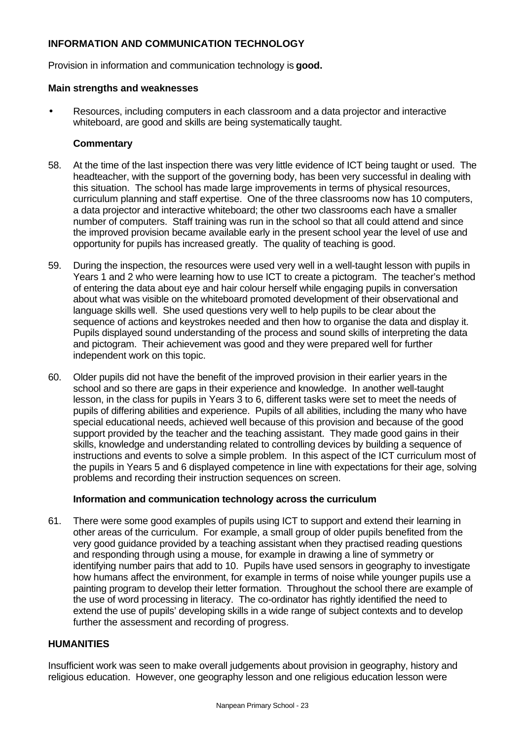## INFORMATION AND COMMUNICATION TECHNOLOGY

Provision in information and communication technology is **good.**

### Main strengths and weaknesses

- Resources, including computers in each classroom and a data projector and interactive whiteboard, are good and skills are being systematically taught.

#### Commentary

58. At the time of the last inspection there was very little evidence of ICT being taught or used. The headteacher, with the support of the governing body, has been very successful in dealing with this situation. The school has made large improvements in terms of physical resources, curriculum planning and staff expertise. One of the three classrooms now has 10 computers, a data projector and interactive whiteboard; the other two classrooms each have a smaller number of computers. Staff training was run in the school so that all could attend and since the improved provision became available early in the present school year the level of use and opportunity for pupils has increased greatly. The quality of teaching is good.

59. During the inspection, the resources were used very well in a well-taught lesson with pupils in Years 1 and 2 who were learning how to use ICT to create a pictogram. The teacher's method of entering the data about eye and hair colour herself while engaging pupils in conversation about what was visible on the whiteboard promoted development of their observational and language skills well. She used questions very well to help pupils to be clear about the sequence of actions and keystrokes needed and then how to organise the data and display it. Pupils displayed sound understanding of the process and sound skills of interpreting the data and pictogram. Their achievement was good and they were prepared well for further independent work on this topic.

60. Older pupils did not have the benefit of the improved provision in their earlier years in the school and so there are gaps in their experience and knowledge. In another well-taught lesson, in the class for pupils in Years 3 to 6, different tasks were set to meet the needs of pupils of differing abilities and experience. Pupils of all abilities, including the many who have special educational needs, achieved well because of this provision and because of the good support provided by the teacher and the teaching assistant. They made good gains in their skills, knowledge and understanding related to controlling devices by building a sequence of instructions and events to solve a simple problem. In this aspect of the ICT curriculum most of the pupils in Years 5 and 6 displayed competence in line with expectations for their age, solving problems and recording their instruction sequences on screen.

#### Information and communication technology across the curriculum

61. There were some good examples of pupils using ICT to support and extend their learning in other areas of the curriculum. For example, a small group of older pupils benefited from the very good guidance provided by a teaching assistant when they practised reading questions and responding through using a mouse, for example in drawing a line of symmetry or identifying number pairs that add to 10. Pupils have used sensors in geography to investigate how humans affect the environment, for example in terms of noise while younger pupils use a painting program to develop their letter formation. Throughout the school there are example of the use of word processing in literacy. The co-ordinator has rightly identified the need to extend the use of pupils' developing skills in a wide range of subject contexts and to develop further the assessment and recording of progress.

## HUMANITIES

Insufficient work was seen to make overall judgements about provision in geography, history and religious education. However, one geography lesson and one religious education lesson were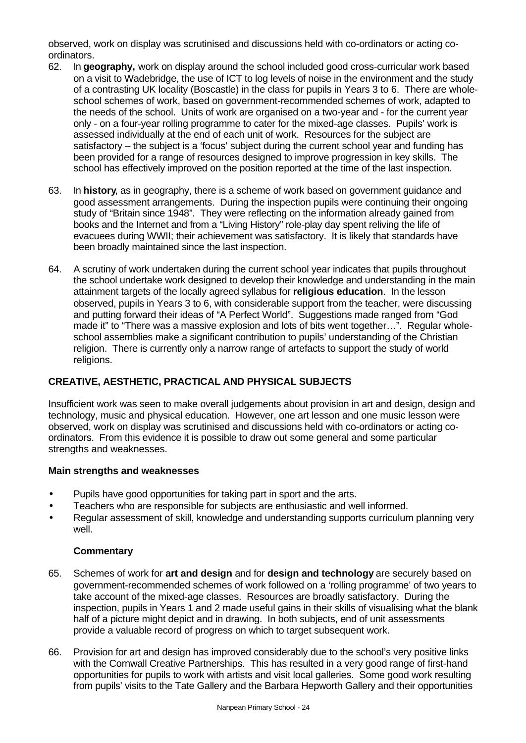observed, work on display was scrutinised and discussions held with co-ordinators or acting co-ordinators.

62. In **geography,** work on display around the school included good cross-curricular work based on a visit to Wadebridge, the use of ICT to log levels of noise in the environment and the study of a contrasting UK locality (Boscastle) in the class for pupils in Years 3 to 6. There are whole-school schemes of work, based on government-recommended schemes of work, adapted to the needs of the school. Units of work are organised on a two-year and - for the current year only - on a four-year rolling programme to cater for the mixed-age classes. Pupils' work is assessed individually at the end of each unit of work. Resources for the subject are satisfactory – the subject is a 'focus' subject during the current school year and funding has been provided for a range of resources designed to improve progression in key skills. The school has effectively improved on the position reported at the time of the last inspection.

63. In **history**, as in geography, there is a scheme of work based on government guidance and good assessment arrangements. During the inspection pupils were continuing their ongoing study of "Britain since 1948". They were reflecting on the information already gained from books and the Internet and from a "Living History" role-play day spent reliving the life of evacuees during WWII; their achievement was satisfactory. It is likely that standards have been broadly maintained since the last inspection.

64. A scrutiny of work undertaken during the current school year indicates that pupils throughout the school undertake work designed to develop their knowledge and understanding in the main attainment targets of the locally agreed syllabus for **religious education**. In the lesson observed, pupils in Years 3 to 6, with considerable support from the teacher, were discussing and putting forward their ideas of "A Perfect World". Suggestions made ranged from "God made it" to "There was a massive explosion and lots of bits went together…". Regular whole-school assemblies make a significant contribution to pupils' understanding of the Christian religion. There is currently only a narrow range of artefacts to support the study of world religions.

## CREATIVE, AESTHETIC, PRACTICAL AND PHYSICAL SUBJECTS

Insufficient work was seen to make overall judgements about provision in art and design, design and technology, music and physical education. However, one art lesson and one music lesson were observed, work on display was scrutinised and discussions held with co-ordinators or acting co-ordinators. From this evidence it is possible to draw out some general and some particular strengths and weaknesses.

### Main strengths and weaknesses

- Pupils have good opportunities for taking part in sport and the arts.
- Teachers who are responsible for subjects are enthusiastic and well informed.
- Regular assessment of skill, knowledge and understanding supports curriculum planning very well.

### Commentary

65. Schemes of work for **art and design** and for **design and technology** are securely based on government-recommended schemes of work followed on a 'rolling programme' of two years to take account of the mixed-age classes. Resources are broadly satisfactory. During the inspection, pupils in Years 1 and 2 made useful gains in their skills of visualising what the blank half of a picture might depict and in drawing. In both subjects, end of unit assessments provide a valuable record of progress on which to target subsequent work.

66. Provision for art and design has improved considerably due to the school's very positive links with the Cornwall Creative Partnerships. This has resulted in a very good range of first-hand opportunities for pupils to work with artists and visit local galleries. Some good work resulting from pupils' visits to the Tate Gallery and the Barbara Hepworth Gallery and their opportunities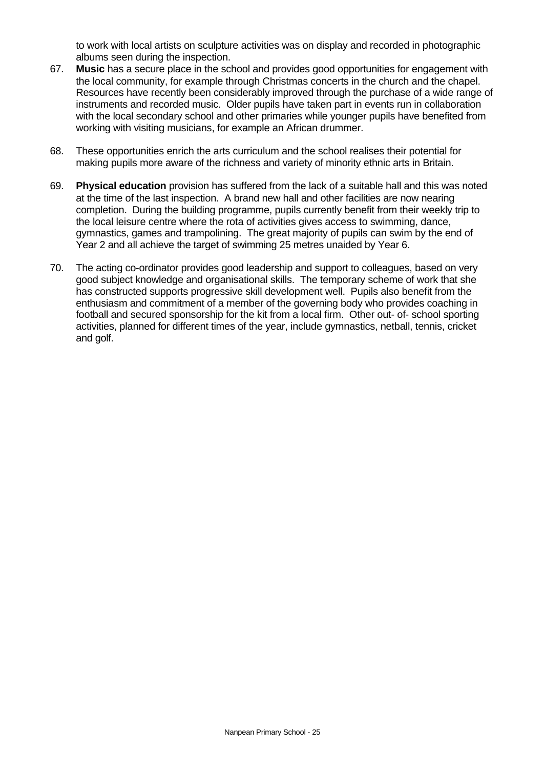to work with local artists on sculpture activities was on display and recorded in photographic albums seen during the inspection.

67. **Music** has a secure place in the school and provides good opportunities for engagement with the local community, for example through Christmas concerts in the church and the chapel. Resources have recently been considerably improved through the purchase of a wide range of instruments and recorded music. Older pupils have taken part in events run in collaboration with the local secondary school and other primaries while younger pupils have benefited from working with visiting musicians, for example an African drummer.

68. These opportunities enrich the arts curriculum and the school realises their potential for making pupils more aware of the richness and variety of minority ethnic arts in Britain.

69. **Physical education** provision has suffered from the lack of a suitable hall and this was noted at the time of the last inspection. A brand new hall and other facilities are now nearing completion. During the building programme, pupils currently benefit from their weekly trip to the local leisure centre where the rota of activities gives access to swimming, dance, gymnastics, games and trampolining. The great majority of pupils can swim by the end of Year 2 and all achieve the target of swimming 25 metres unaided by Year 6.

70. The acting co-ordinator provides good leadership and support to colleagues, based on very good subject knowledge and organisational skills. The temporary scheme of work that she has constructed supports progressive skill development well. Pupils also benefit from the enthusiasm and commitment of a member of the governing body who provides coaching in football and secured sponsorship for the kit from a local firm. Other out- of- school sporting activities, planned for different times of the year, include gymnastics, netball, tennis, cricket and golf.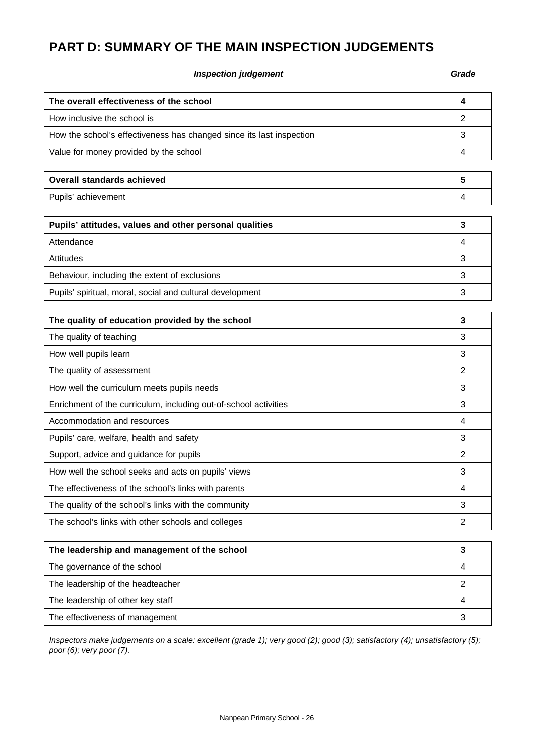# PART D: SUMMARY OF THE MAIN INSPECTION JUDGEMENTS

| *Inspection judgement* | *Grade* |
|---|---|
| **The overall effectiveness of the school** | **4** |
| How inclusive the school is | 2 |
| How the school's effectiveness has changed since its last inspection | 3 |
| Value for money provided by the school | 4 |

| | |
|---|---|
| **Overall standards achieved** | **5** |
| Pupils' achievement | 4 |

| | |
|---|---|
| **Pupils' attitudes, values and other personal qualities** | **3** |
| Attendance | 4 |
| Attitudes | 3 |
| Behaviour, including the extent of exclusions | 3 |
| Pupils' spiritual, moral, social and cultural development | 3 |

| | |
|---|---|
| **The quality of education provided by the school** | **3** |
| The quality of teaching | 3 |
| How well pupils learn | 3 |
| The quality of assessment | 2 |
| How well the curriculum meets pupils needs | 3 |
| Enrichment of the curriculum, including out-of-school activities | 3 |
| Accommodation and resources | 4 |
| Pupils' care, welfare, health and safety | 3 |
| Support, advice and guidance for pupils | 2 |
| How well the school seeks and acts on pupils' views | 3 |
| The effectiveness of the school's links with parents | 4 |
| The quality of the school's links with the community | 3 |
| The school's links with other schools and colleges | 2 |

| | |
|---|---|
| **The leadership and management of the school** | **3** |
| The governance of the school | 4 |
| The leadership of the headteacher | 2 |
| The leadership of other key staff | 4 |
| The effectiveness of management | 3 |

*Inspectors make judgements on a scale: excellent (grade 1); very good (2); good (3); satisfactory (4); unsatisfactory (5); poor (6); very poor (7).*